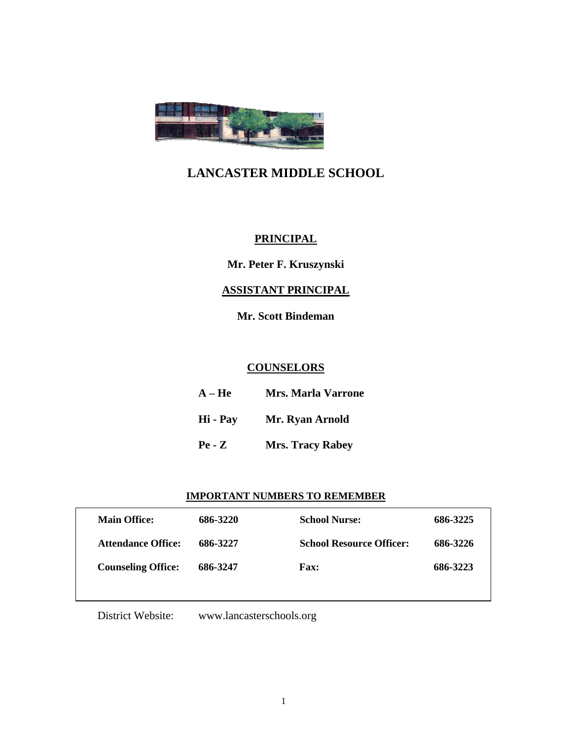# LANCASTER MIDDLE SCHOOL

## PRINCIPAL

**Mr. Peter F. Kruszynski**

## ASSISTANT PRINCIPAL

**Mr. Scott Bindeman**

## COUNSELORS

| | |
|---|---|
| **A – He** | **Mrs. Marla Varrone** |
| **Hi - Pay** | **Mr. Ryan Arnold** |
| **Pe - Z** | **Mrs. Tracy Rabey** |

## IMPORTANT NUMBERS TO REMEMBER

| | | | |
|---|---|---|---|
| **Main Office:** | **686-3220** | **School Nurse:** | **686-3225** |
| **Attendance Office:** | **686-3227** | **School Resource Officer:** | **686-3226** |
| **Counseling Office:** | **686-3247** | **Fax:** | **686-3223** |

District Website: www.lancasterschools.org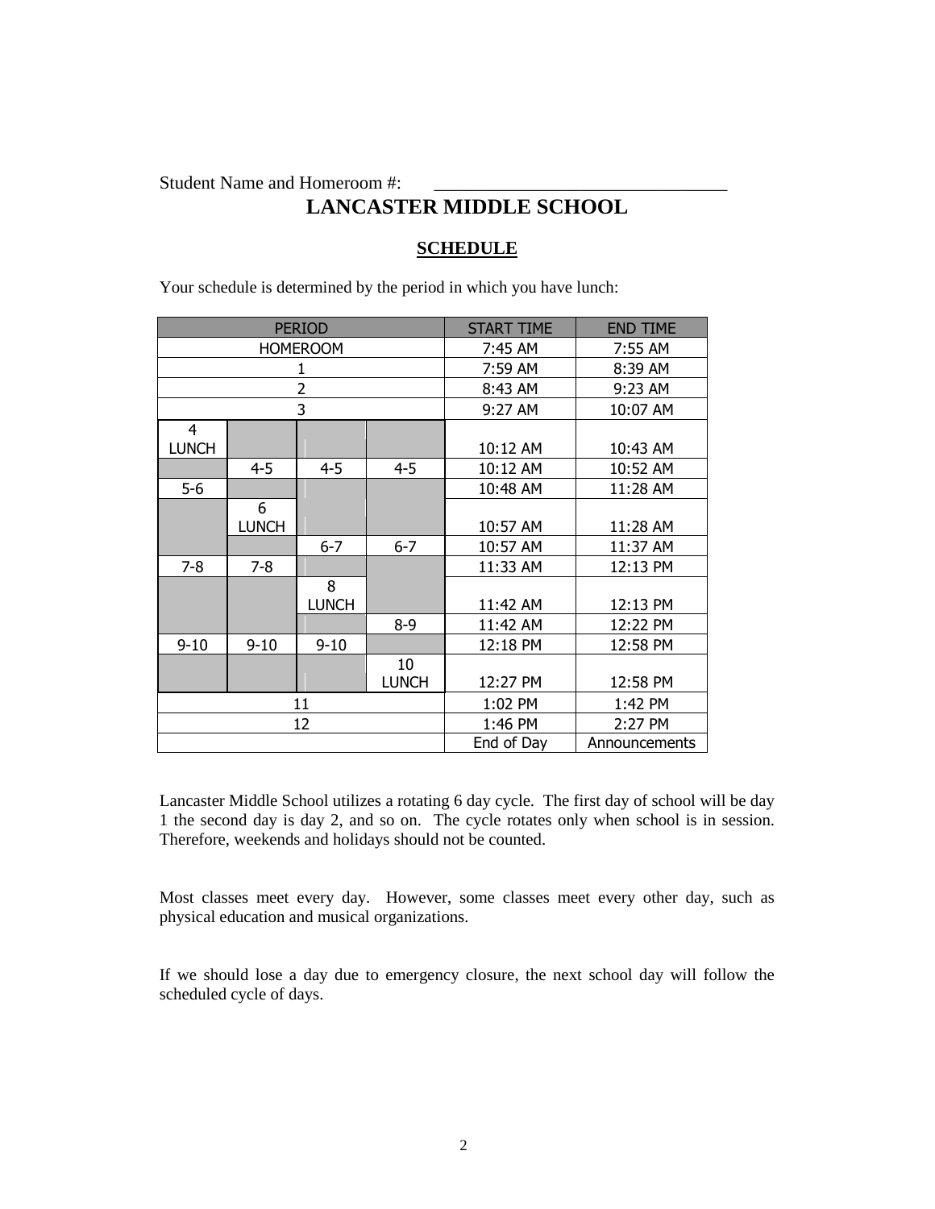Student Name and Homeroom #: \_\_\_\_\_\_\_\_\_\_\_\_\_\_\_\_\_\_\_\_\_\_\_\_\_\_\_\_\_\_\_\_

# LANCASTER MIDDLE SCHOOL

## SCHEDULE

Your schedule is determined by the period in which you have lunch:

| PERIOD | | | | START TIME | END TIME |
|---|---|---|---|---|---|
| HOMEROOM | | | | 7:45 AM | 7:55 AM |
| 1 | | | | 7:59 AM | 8:39 AM |
| 2 | | | | 8:43 AM | 9:23 AM |
| 3 | | | | 9:27 AM | 10:07 AM |
| 4 LUNCH | | | | 10:12 AM | 10:43 AM |
| | 4-5 | 4-5 | 4-5 | 10:12 AM | 10:52 AM |
| 5-6 | | | | 10:48 AM | 11:28 AM |
| | 6 LUNCH | | | 10:57 AM | 11:28 AM |
| | | 6-7 | 6-7 | 10:57 AM | 11:37 AM |
| 7-8 | 7-8 | | | 11:33 AM | 12:13 PM |
| | | 8 LUNCH | | 11:42 AM | 12:13 PM |
| | | | 8-9 | 11:42 AM | 12:22 PM |
| 9-10 | 9-10 | 9-10 | | 12:18 PM | 12:58 PM |
| | | | 10 LUNCH | 12:27 PM | 12:58 PM |
| 11 | | | | 1:02 PM | 1:42 PM |
| 12 | | | | 1:46 PM | 2:27 PM |
| | | | | End of Day | Announcements |

Lancaster Middle School utilizes a rotating 6 day cycle. The first day of school will be day 1 the second day is day 2, and so on. The cycle rotates only when school is in session. Therefore, weekends and holidays should not be counted.

Most classes meet every day. However, some classes meet every other day, such as physical education and musical organizations.

If we should lose a day due to emergency closure, the next school day will follow the scheduled cycle of days.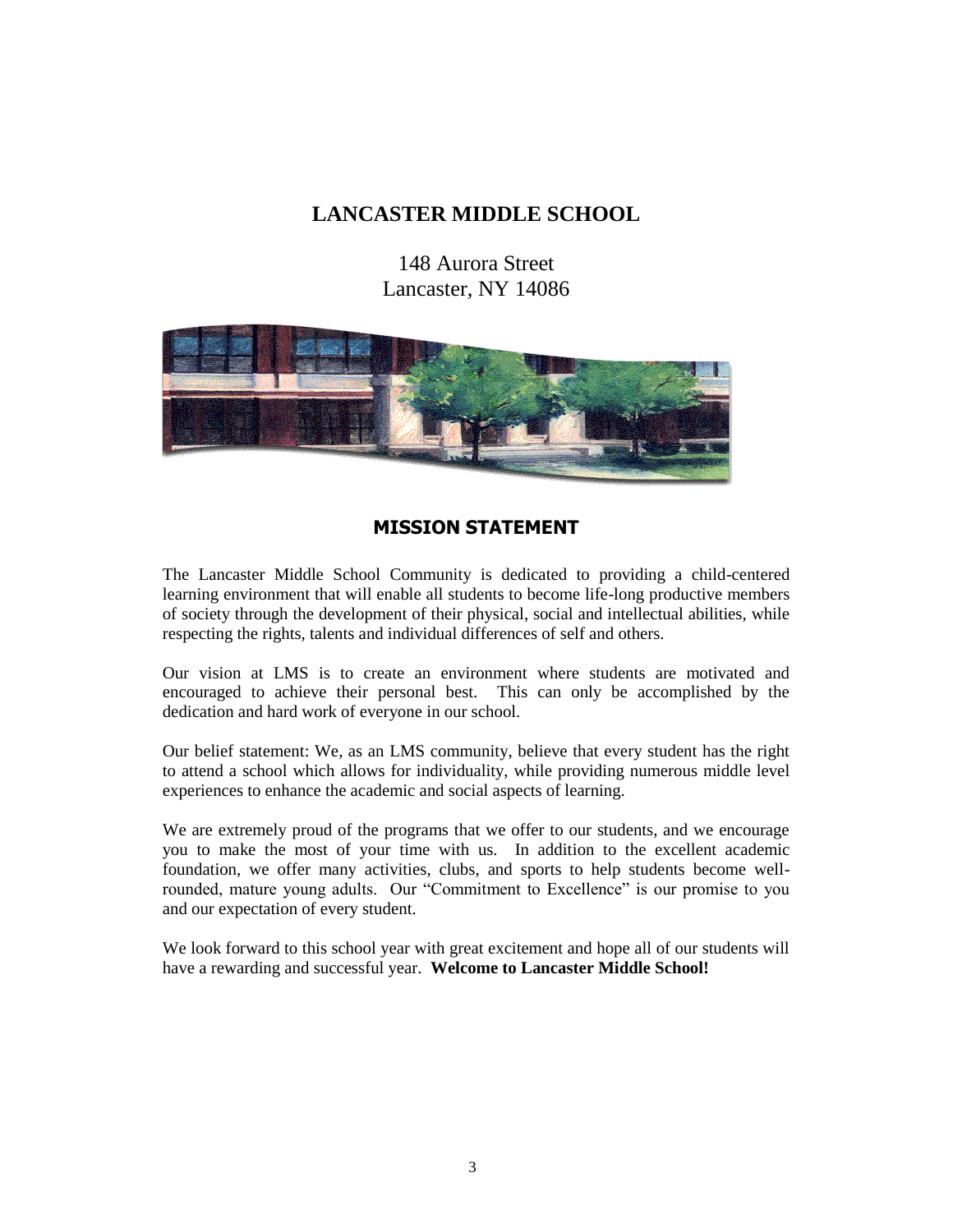# LANCASTER MIDDLE SCHOOL

148 Aurora Street
Lancaster, NY 14086

## MISSION STATEMENT

The Lancaster Middle School Community is dedicated to providing a child-centered learning environment that will enable all students to become life-long productive members of society through the development of their physical, social and intellectual abilities, while respecting the rights, talents and individual differences of self and others.

Our vision at LMS is to create an environment where students are motivated and encouraged to achieve their personal best. This can only be accomplished by the dedication and hard work of everyone in our school.

Our belief statement: We, as an LMS community, believe that every student has the right to attend a school which allows for individuality, while providing numerous middle level experiences to enhance the academic and social aspects of learning.

We are extremely proud of the programs that we offer to our students, and we encourage you to make the most of your time with us. In addition to the excellent academic foundation, we offer many activities, clubs, and sports to help students become well-rounded, mature young adults. Our "Commitment to Excellence" is our promise to you and our expectation of every student.

We look forward to this school year with great excitement and hope all of our students will have a rewarding and successful year. **Welcome to Lancaster Middle School!**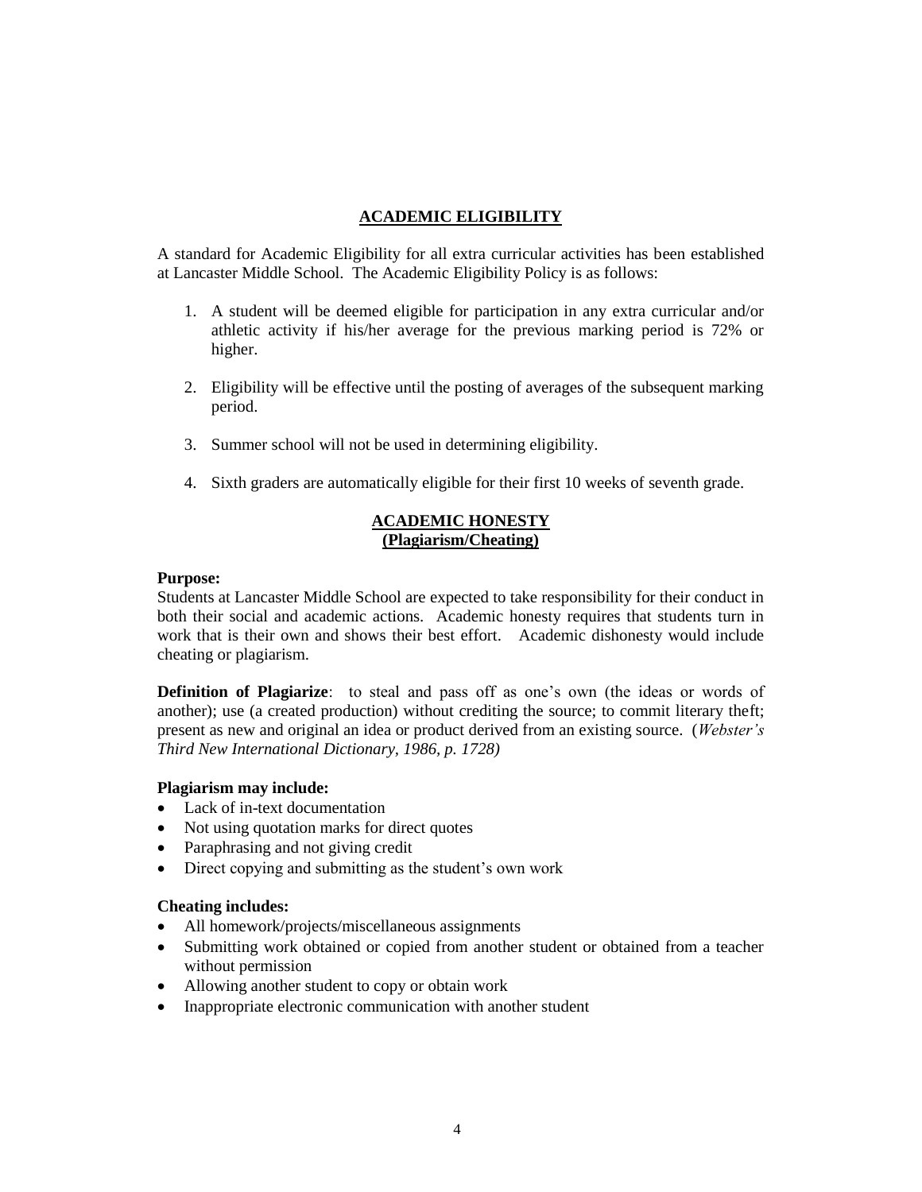## ACADEMIC ELIGIBILITY

A standard for Academic Eligibility for all extra curricular activities has been established at Lancaster Middle School. The Academic Eligibility Policy is as follows:

1. A student will be deemed eligible for participation in any extra curricular and/or athletic activity if his/her average for the previous marking period is 72% or higher.
2. Eligibility will be effective until the posting of averages of the subsequent marking period.
3. Summer school will not be used in determining eligibility.
4. Sixth graders are automatically eligible for their first 10 weeks of seventh grade.

## ACADEMIC HONESTY
## (Plagiarism/Cheating)

**Purpose:**
Students at Lancaster Middle School are expected to take responsibility for their conduct in both their social and academic actions. Academic honesty requires that students turn in work that is their own and shows their best effort. Academic dishonesty would include cheating or plagiarism.

**Definition of Plagiarize**: to steal and pass off as one's own (the ideas or words of another); use (a created production) without crediting the source; to commit literary theft; present as new and original an idea or product derived from an existing source. (*Webster's Third New International Dictionary, 1986, p. 1728)*

**Plagiarism may include:**

- Lack of in-text documentation
- Not using quotation marks for direct quotes
- Paraphrasing and not giving credit
- Direct copying and submitting as the student's own work

**Cheating includes:**

- All homework/projects/miscellaneous assignments
- Submitting work obtained or copied from another student or obtained from a teacher without permission
- Allowing another student to copy or obtain work
- Inappropriate electronic communication with another student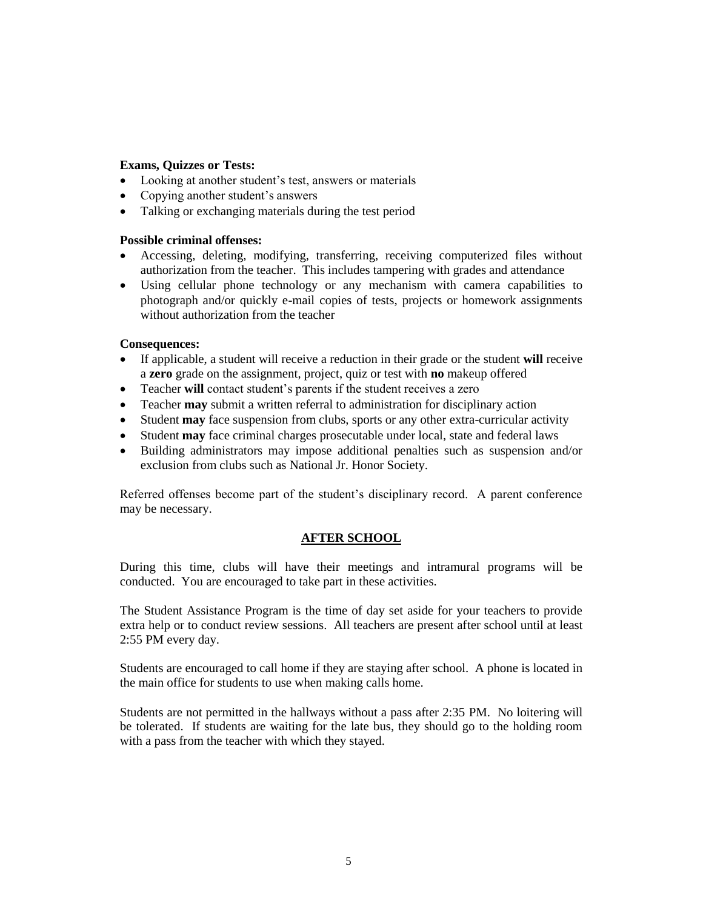**Exams, Quizzes or Tests:**

- Looking at another student's test, answers or materials
- Copying another student's answers
- Talking or exchanging materials during the test period

**Possible criminal offenses:**

- Accessing, deleting, modifying, transferring, receiving computerized files without authorization from the teacher. This includes tampering with grades and attendance
- Using cellular phone technology or any mechanism with camera capabilities to photograph and/or quickly e-mail copies of tests, projects or homework assignments without authorization from the teacher

**Consequences:**

- If applicable, a student will receive a reduction in their grade or the student **will** receive a **zero** grade on the assignment, project, quiz or test with **no** makeup offered
- Teacher **will** contact student's parents if the student receives a zero
- Teacher **may** submit a written referral to administration for disciplinary action
- Student **may** face suspension from clubs, sports or any other extra-curricular activity
- Student **may** face criminal charges prosecutable under local, state and federal laws
- Building administrators may impose additional penalties such as suspension and/or exclusion from clubs such as National Jr. Honor Society.

Referred offenses become part of the student's disciplinary record. A parent conference may be necessary.

## AFTER SCHOOL

During this time, clubs will have their meetings and intramural programs will be conducted. You are encouraged to take part in these activities.

The Student Assistance Program is the time of day set aside for your teachers to provide extra help or to conduct review sessions. All teachers are present after school until at least 2:55 PM every day.

Students are encouraged to call home if they are staying after school. A phone is located in the main office for students to use when making calls home.

Students are not permitted in the hallways without a pass after 2:35 PM. No loitering will be tolerated. If students are waiting for the late bus, they should go to the holding room with a pass from the teacher with which they stayed.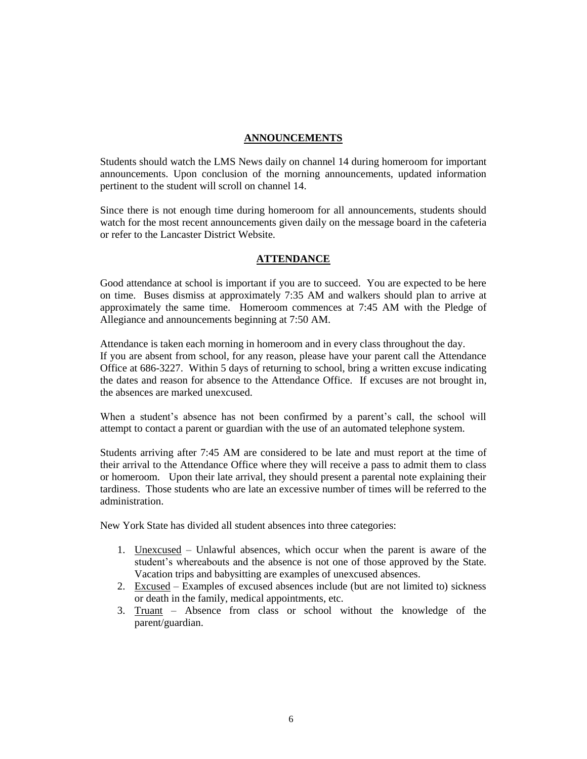## ANNOUNCEMENTS

Students should watch the LMS News daily on channel 14 during homeroom for important announcements. Upon conclusion of the morning announcements, updated information pertinent to the student will scroll on channel 14.

Since there is not enough time during homeroom for all announcements, students should watch for the most recent announcements given daily on the message board in the cafeteria or refer to the Lancaster District Website.

## ATTENDANCE

Good attendance at school is important if you are to succeed. You are expected to be here on time. Buses dismiss at approximately 7:35 AM and walkers should plan to arrive at approximately the same time. Homeroom commences at 7:45 AM with the Pledge of Allegiance and announcements beginning at 7:50 AM.

Attendance is taken each morning in homeroom and in every class throughout the day.
If you are absent from school, for any reason, please have your parent call the Attendance Office at 686-3227. Within 5 days of returning to school, bring a written excuse indicating the dates and reason for absence to the Attendance Office. If excuses are not brought in, the absences are marked unexcused.

When a student's absence has not been confirmed by a parent's call, the school will attempt to contact a parent or guardian with the use of an automated telephone system.

Students arriving after 7:45 AM are considered to be late and must report at the time of their arrival to the Attendance Office where they will receive a pass to admit them to class or homeroom. Upon their late arrival, they should present a parental note explaining their tardiness. Those students who are late an excessive number of times will be referred to the administration.

New York State has divided all student absences into three categories:

1. Unexcused – Unlawful absences, which occur when the parent is aware of the student's whereabouts and the absence is not one of those approved by the State. Vacation trips and babysitting are examples of unexcused absences.
2. Excused – Examples of excused absences include (but are not limited to) sickness or death in the family, medical appointments, etc.
3. Truant – Absence from class or school without the knowledge of the parent/guardian.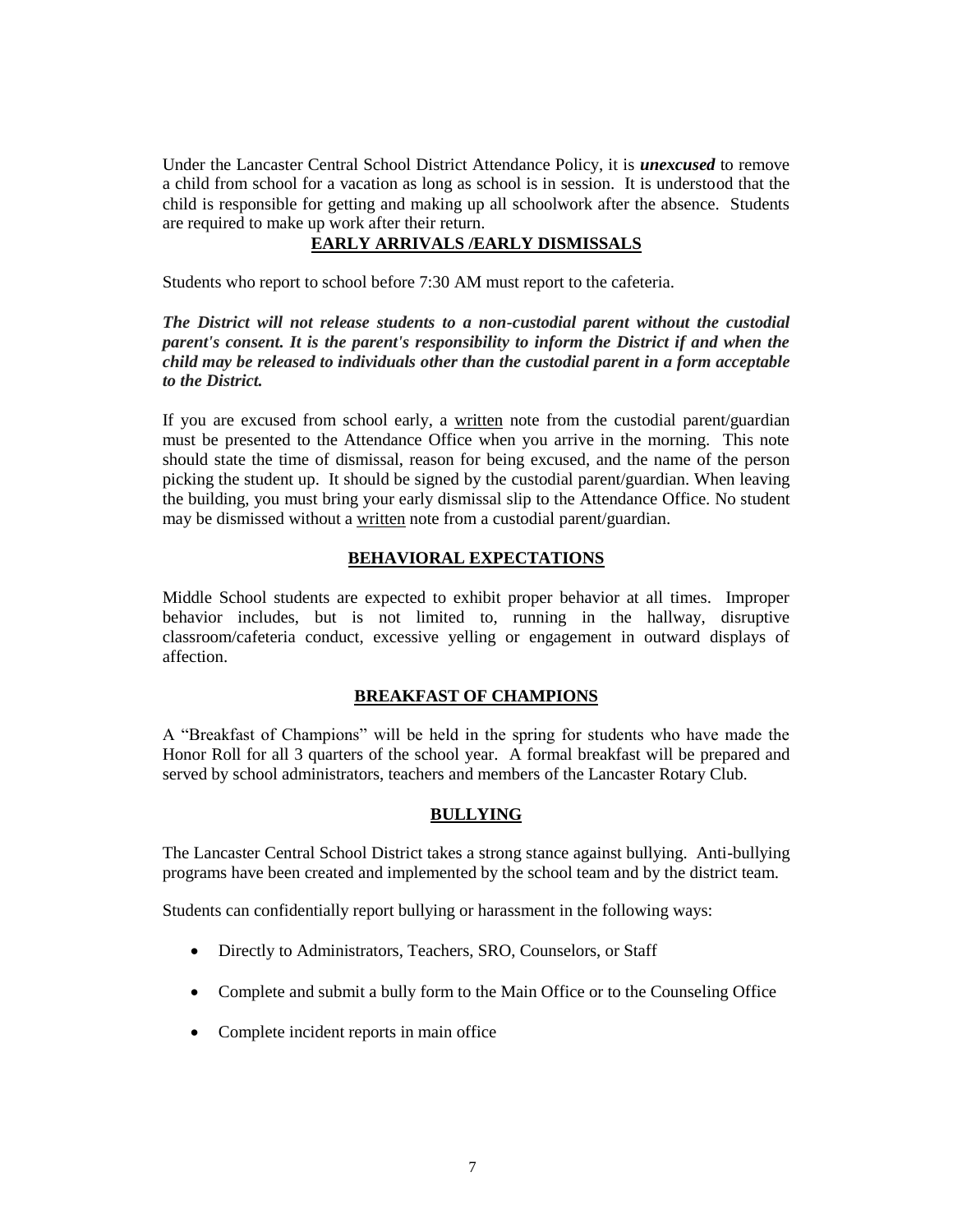Under the Lancaster Central School District Attendance Policy, it is ***unexcused*** to remove a child from school for a vacation as long as school is in session. It is understood that the child is responsible for getting and making up all schoolwork after the absence. Students are required to make up work after their return.

## EARLY ARRIVALS /EARLY DISMISSALS

Students who report to school before 7:30 AM must report to the cafeteria.

***The District will not release students to a non-custodial parent without the custodial parent's consent. It is the parent's responsibility to inform the District if and when the child may be released to individuals other than the custodial parent in a form acceptable to the District.***

If you are excused from school early, a written note from the custodial parent/guardian must be presented to the Attendance Office when you arrive in the morning. This note should state the time of dismissal, reason for being excused, and the name of the person picking the student up. It should be signed by the custodial parent/guardian. When leaving the building, you must bring your early dismissal slip to the Attendance Office. No student may be dismissed without a written note from a custodial parent/guardian.

## BEHAVIORAL EXPECTATIONS

Middle School students are expected to exhibit proper behavior at all times. Improper behavior includes, but is not limited to, running in the hallway, disruptive classroom/cafeteria conduct, excessive yelling or engagement in outward displays of affection.

## BREAKFAST OF CHAMPIONS

A "Breakfast of Champions" will be held in the spring for students who have made the Honor Roll for all 3 quarters of the school year. A formal breakfast will be prepared and served by school administrators, teachers and members of the Lancaster Rotary Club.

## BULLYING

The Lancaster Central School District takes a strong stance against bullying. Anti-bullying programs have been created and implemented by the school team and by the district team.

Students can confidentially report bullying or harassment in the following ways:

- Directly to Administrators, Teachers, SRO, Counselors, or Staff
- Complete and submit a bully form to the Main Office or to the Counseling Office
- Complete incident reports in main office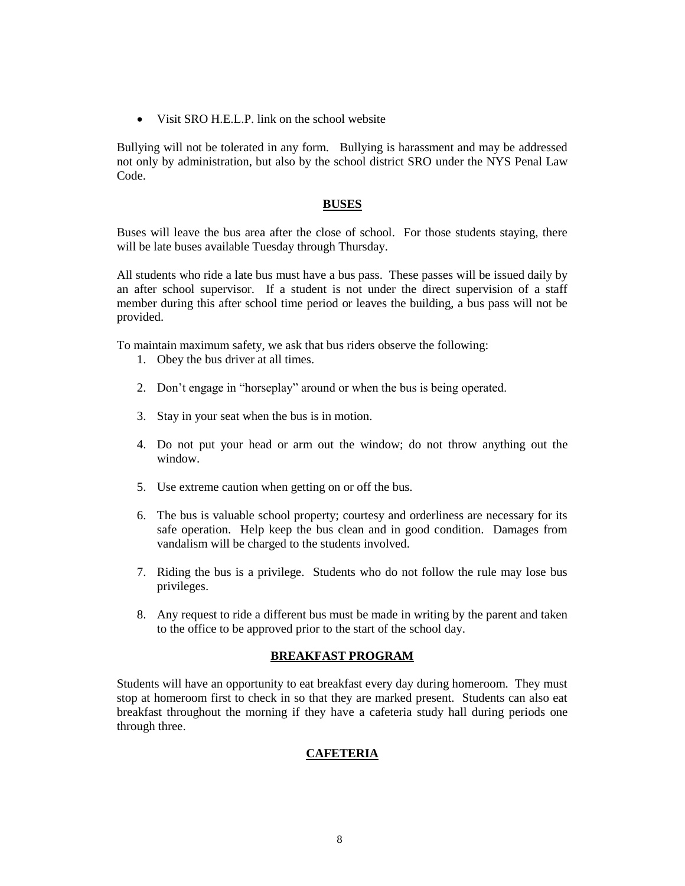- Visit SRO H.E.L.P. link on the school website

Bullying will not be tolerated in any form. Bullying is harassment and may be addressed not only by administration, but also by the school district SRO under the NYS Penal Law Code.

## BUSES

Buses will leave the bus area after the close of school. For those students staying, there will be late buses available Tuesday through Thursday.

All students who ride a late bus must have a bus pass. These passes will be issued daily by an after school supervisor. If a student is not under the direct supervision of a staff member during this after school time period or leaves the building, a bus pass will not be provided.

To maintain maximum safety, we ask that bus riders observe the following:

1. Obey the bus driver at all times.
2. Don't engage in "horseplay" around or when the bus is being operated.
3. Stay in your seat when the bus is in motion.
4. Do not put your head or arm out the window; do not throw anything out the window.
5. Use extreme caution when getting on or off the bus.
6. The bus is valuable school property; courtesy and orderliness are necessary for its safe operation. Help keep the bus clean and in good condition. Damages from vandalism will be charged to the students involved.
7. Riding the bus is a privilege. Students who do not follow the rule may lose bus privileges.
8. Any request to ride a different bus must be made in writing by the parent and taken to the office to be approved prior to the start of the school day.

## BREAKFAST PROGRAM

Students will have an opportunity to eat breakfast every day during homeroom. They must stop at homeroom first to check in so that they are marked present. Students can also eat breakfast throughout the morning if they have a cafeteria study hall during periods one through three.

## CAFETERIA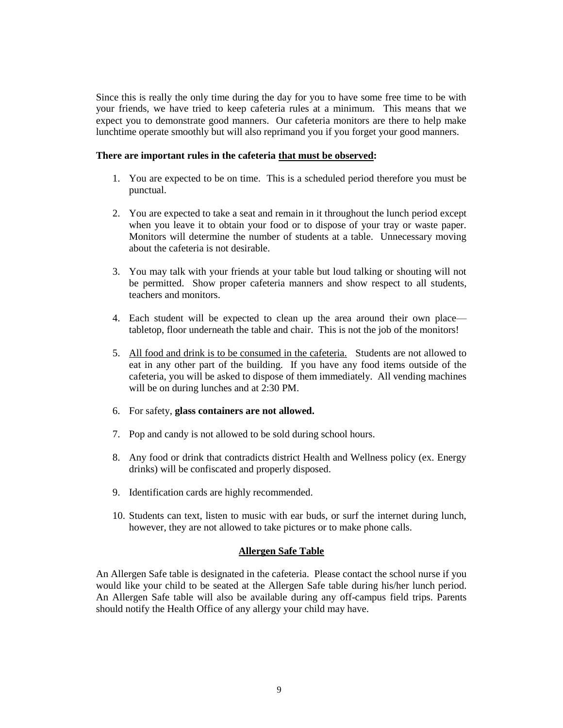Since this is really the only time during the day for you to have some free time to be with your friends, we have tried to keep cafeteria rules at a minimum. This means that we expect you to demonstrate good manners. Our cafeteria monitors are there to help make lunchtime operate smoothly but will also reprimand you if you forget your good manners.

**There are important rules in the cafeteria <u>that must be observed</u>:**

1. You are expected to be on time. This is a scheduled period therefore you must be punctual.

2. You are expected to take a seat and remain in it throughout the lunch period except when you leave it to obtain your food or to dispose of your tray or waste paper. Monitors will determine the number of students at a table. Unnecessary moving about the cafeteria is not desirable.

3. You may talk with your friends at your table but loud talking or shouting will not be permitted. Show proper cafeteria manners and show respect to all students, teachers and monitors.

4. Each student will be expected to clean up the area around their own place—tabletop, floor underneath the table and chair. This is not the job of the monitors!

5. <u>All food and drink is to be consumed in the cafeteria.</u> Students are not allowed to eat in any other part of the building. If you have any food items outside of the cafeteria, you will be asked to dispose of them immediately. All vending machines will be on during lunches and at 2:30 PM.

6. For safety, **glass containers are not allowed.**

7. Pop and candy is not allowed to be sold during school hours.

8. Any food or drink that contradicts district Health and Wellness policy (ex. Energy drinks) will be confiscated and properly disposed.

9. Identification cards are highly recommended.

10. Students can text, listen to music with ear buds, or surf the internet during lunch, however, they are not allowed to take pictures or to make phone calls.

## <u>Allergen Safe Table</u>

An Allergen Safe table is designated in the cafeteria. Please contact the school nurse if you would like your child to be seated at the Allergen Safe table during his/her lunch period. An Allergen Safe table will also be available during any off-campus field trips. Parents should notify the Health Office of any allergy your child may have.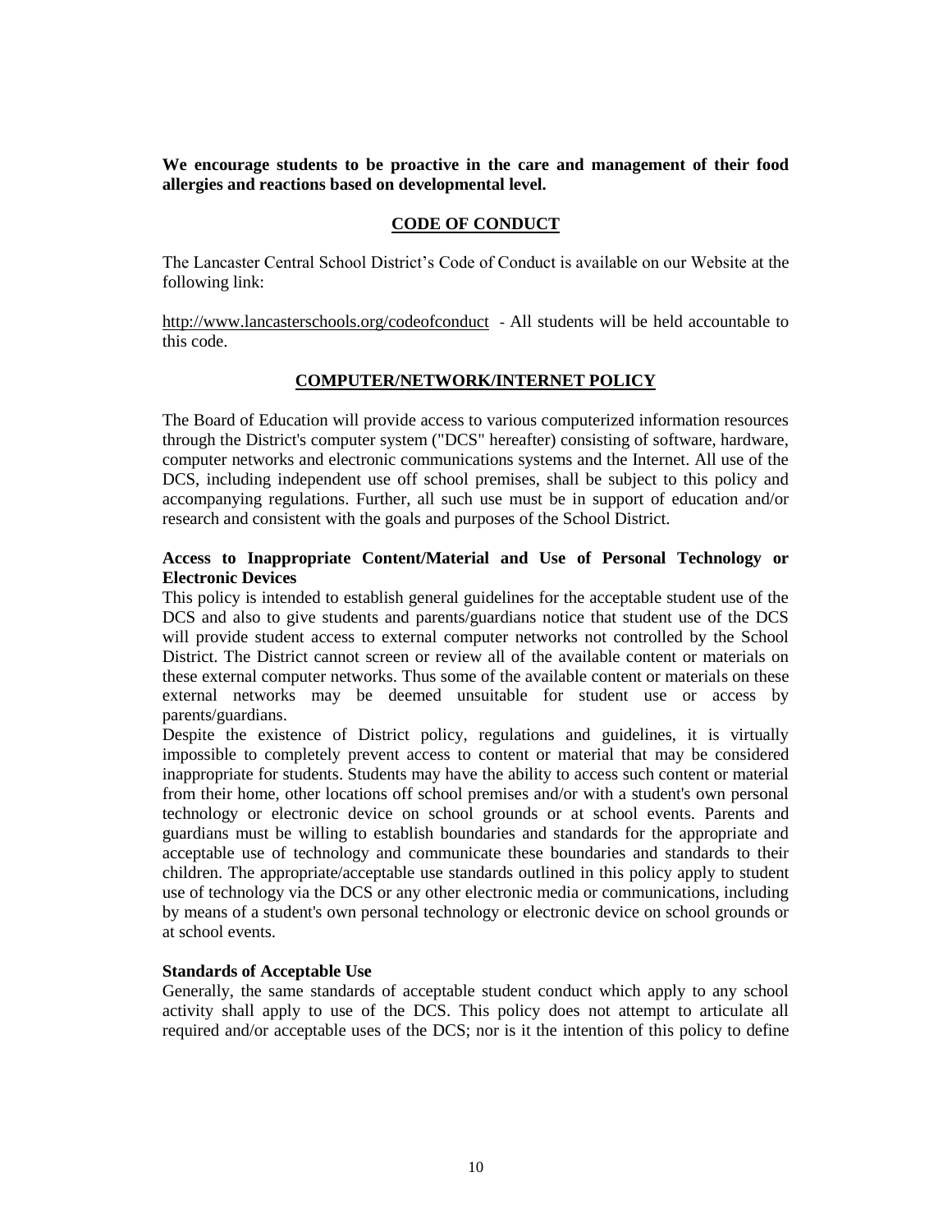**We encourage students to be proactive in the care and management of their food allergies and reactions based on developmental level.**

## CODE OF CONDUCT

The Lancaster Central School District's Code of Conduct is available on our Website at the following link:

http://www.lancasterschools.org/codeofconduct - All students will be held accountable to this code.

## COMPUTER/NETWORK/INTERNET POLICY

The Board of Education will provide access to various computerized information resources through the District's computer system ("DCS" hereafter) consisting of software, hardware, computer networks and electronic communications systems and the Internet. All use of the DCS, including independent use off school premises, shall be subject to this policy and accompanying regulations. Further, all such use must be in support of education and/or research and consistent with the goals and purposes of the School District.

### Access to Inappropriate Content/Material and Use of Personal Technology or Electronic Devices

This policy is intended to establish general guidelines for the acceptable student use of the DCS and also to give students and parents/guardians notice that student use of the DCS will provide student access to external computer networks not controlled by the School District. The District cannot screen or review all of the available content or materials on these external computer networks. Thus some of the available content or materials on these external networks may be deemed unsuitable for student use or access by parents/guardians.

Despite the existence of District policy, regulations and guidelines, it is virtually impossible to completely prevent access to content or material that may be considered inappropriate for students. Students may have the ability to access such content or material from their home, other locations off school premises and/or with a student's own personal technology or electronic device on school grounds or at school events. Parents and guardians must be willing to establish boundaries and standards for the appropriate and acceptable use of technology and communicate these boundaries and standards to their children. The appropriate/acceptable use standards outlined in this policy apply to student use of technology via the DCS or any other electronic media or communications, including by means of a student's own personal technology or electronic device on school grounds or at school events.

### Standards of Acceptable Use

Generally, the same standards of acceptable student conduct which apply to any school activity shall apply to use of the DCS. This policy does not attempt to articulate all required and/or acceptable uses of the DCS; nor is it the intention of this policy to define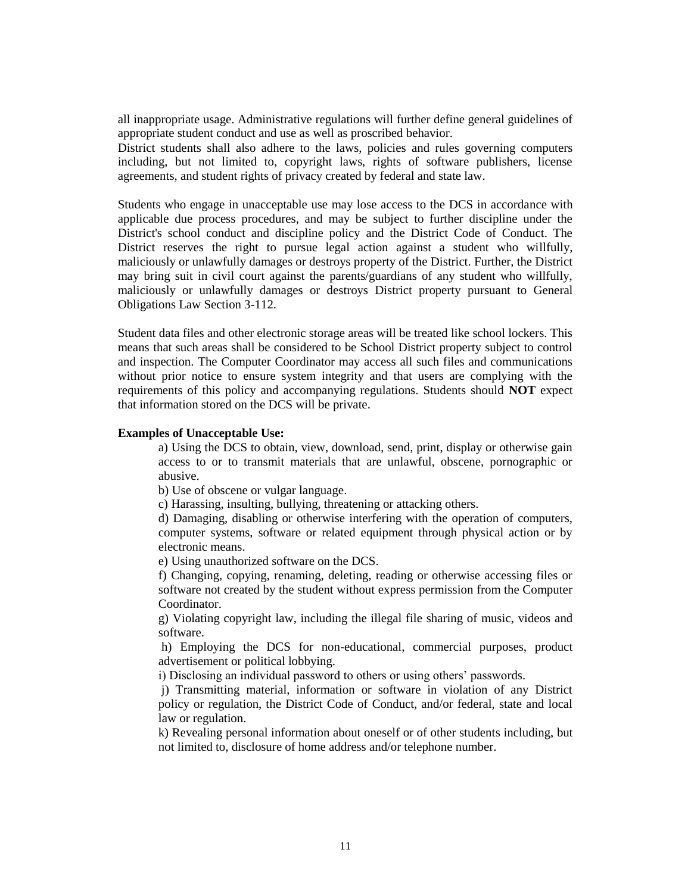all inappropriate usage. Administrative regulations will further define general guidelines of appropriate student conduct and use as well as proscribed behavior.
District students shall also adhere to the laws, policies and rules governing computers including, but not limited to, copyright laws, rights of software publishers, license agreements, and student rights of privacy created by federal and state law.

Students who engage in unacceptable use may lose access to the DCS in accordance with applicable due process procedures, and may be subject to further discipline under the District's school conduct and discipline policy and the District Code of Conduct. The District reserves the right to pursue legal action against a student who willfully, maliciously or unlawfully damages or destroys property of the District. Further, the District may bring suit in civil court against the parents/guardians of any student who willfully, maliciously or unlawfully damages or destroys District property pursuant to General Obligations Law Section 3-112.

Student data files and other electronic storage areas will be treated like school lockers. This means that such areas shall be considered to be School District property subject to control and inspection. The Computer Coordinator may access all such files and communications without prior notice to ensure system integrity and that users are complying with the requirements of this policy and accompanying regulations. Students should **NOT** expect that information stored on the DCS will be private.

**Examples of Unacceptable Use:**

a) Using the DCS to obtain, view, download, send, print, display or otherwise gain access to or to transmit materials that are unlawful, obscene, pornographic or abusive.

b) Use of obscene or vulgar language.

c) Harassing, insulting, bullying, threatening or attacking others.

d) Damaging, disabling or otherwise interfering with the operation of computers, computer systems, software or related equipment through physical action or by electronic means.

e) Using unauthorized software on the DCS.

f) Changing, copying, renaming, deleting, reading or otherwise accessing files or software not created by the student without express permission from the Computer Coordinator.

g) Violating copyright law, including the illegal file sharing of music, videos and software.

h) Employing the DCS for non-educational, commercial purposes, product advertisement or political lobbying.

i) Disclosing an individual password to others or using others' passwords.

j) Transmitting material, information or software in violation of any District policy or regulation, the District Code of Conduct, and/or federal, state and local law or regulation.

k) Revealing personal information about oneself or of other students including, but not limited to, disclosure of home address and/or telephone number.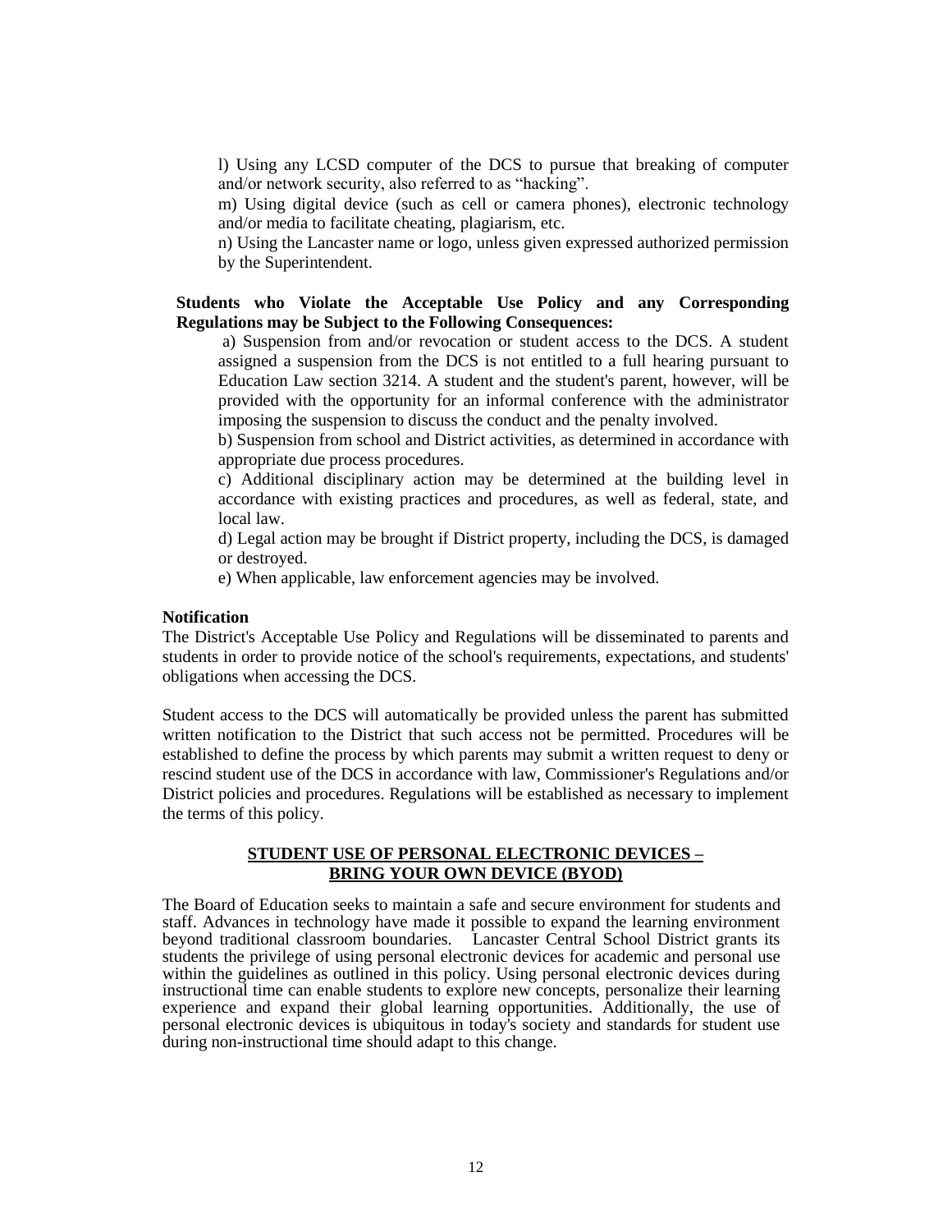l) Using any LCSD computer of the DCS to pursue that breaking of computer and/or network security, also referred to as "hacking".

m) Using digital device (such as cell or camera phones), electronic technology and/or media to facilitate cheating, plagiarism, etc.

n) Using the Lancaster name or logo, unless given expressed authorized permission by the Superintendent.

**Students who Violate the Acceptable Use Policy and any Corresponding Regulations may be Subject to the Following Consequences:**

a) Suspension from and/or revocation or student access to the DCS. A student assigned a suspension from the DCS is not entitled to a full hearing pursuant to Education Law section 3214. A student and the student's parent, however, will be provided with the opportunity for an informal conference with the administrator imposing the suspension to discuss the conduct and the penalty involved.

b) Suspension from school and District activities, as determined in accordance with appropriate due process procedures.

c) Additional disciplinary action may be determined at the building level in accordance with existing practices and procedures, as well as federal, state, and local law.

d) Legal action may be brought if District property, including the DCS, is damaged or destroyed.

e) When applicable, law enforcement agencies may be involved.

**Notification**

The District's Acceptable Use Policy and Regulations will be disseminated to parents and students in order to provide notice of the school's requirements, expectations, and students' obligations when accessing the DCS.

Student access to the DCS will automatically be provided unless the parent has submitted written notification to the District that such access not be permitted. Procedures will be established to define the process by which parents may submit a written request to deny or rescind student use of the DCS in accordance with law, Commissioner's Regulations and/or District policies and procedures. Regulations will be established as necessary to implement the terms of this policy.

## STUDENT USE OF PERSONAL ELECTRONIC DEVICES – BRING YOUR OWN DEVICE (BYOD)

The Board of Education seeks to maintain a safe and secure environment for students and staff. Advances in technology have made it possible to expand the learning environment beyond traditional classroom boundaries. Lancaster Central School District grants its students the privilege of using personal electronic devices for academic and personal use within the guidelines as outlined in this policy. Using personal electronic devices during instructional time can enable students to explore new concepts, personalize their learning experience and expand their global learning opportunities. Additionally, the use of personal electronic devices is ubiquitous in today's society and standards for student use during non-instructional time should adapt to this change.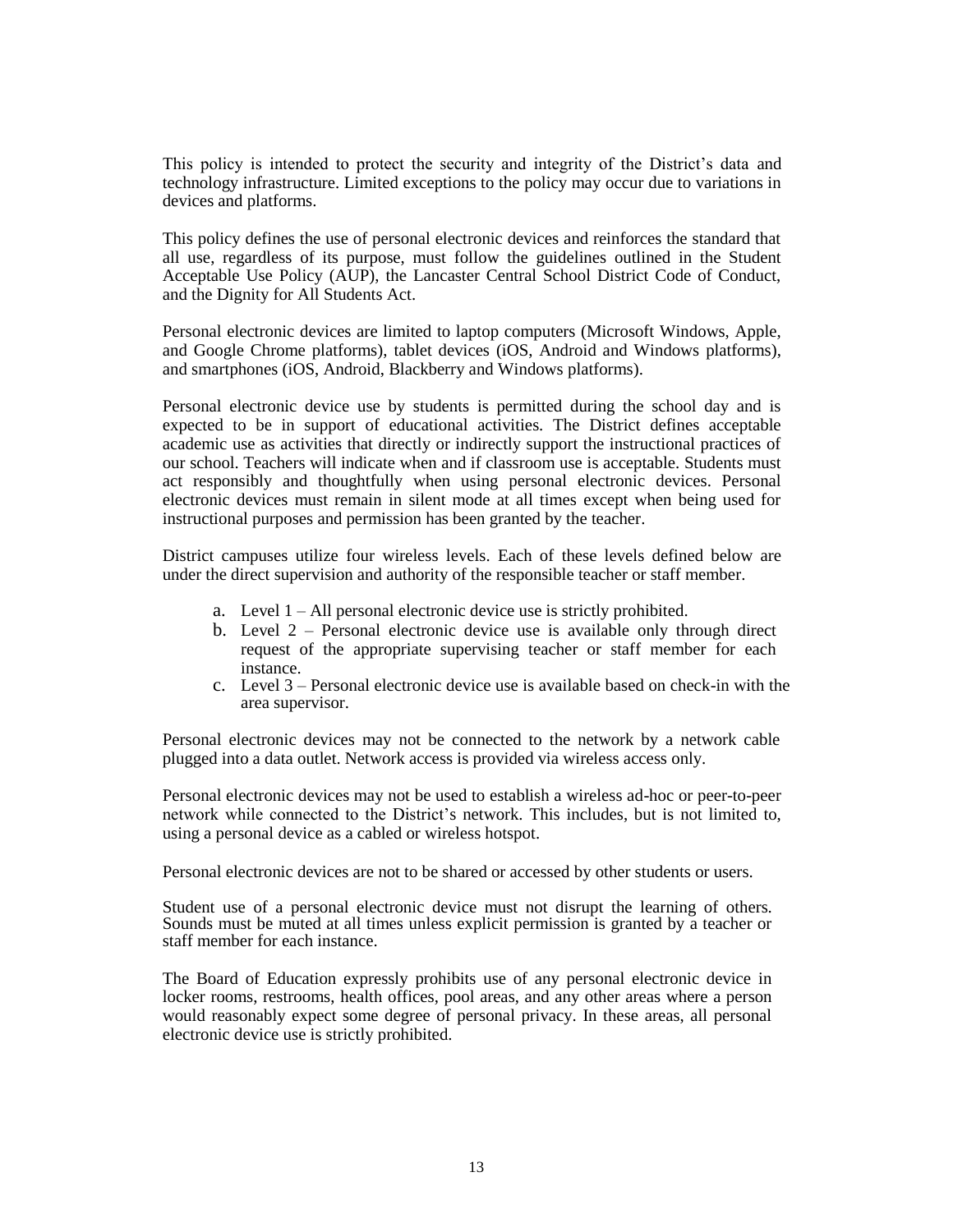This policy is intended to protect the security and integrity of the District's data and technology infrastructure. Limited exceptions to the policy may occur due to variations in devices and platforms.

This policy defines the use of personal electronic devices and reinforces the standard that all use, regardless of its purpose, must follow the guidelines outlined in the Student Acceptable Use Policy (AUP), the Lancaster Central School District Code of Conduct, and the Dignity for All Students Act.

Personal electronic devices are limited to laptop computers (Microsoft Windows, Apple, and Google Chrome platforms), tablet devices (iOS, Android and Windows platforms), and smartphones (iOS, Android, Blackberry and Windows platforms).

Personal electronic device use by students is permitted during the school day and is expected to be in support of educational activities. The District defines acceptable academic use as activities that directly or indirectly support the instructional practices of our school. Teachers will indicate when and if classroom use is acceptable. Students must act responsibly and thoughtfully when using personal electronic devices. Personal electronic devices must remain in silent mode at all times except when being used for instructional purposes and permission has been granted by the teacher.

District campuses utilize four wireless levels. Each of these levels defined below are under the direct supervision and authority of the responsible teacher or staff member.

a. Level 1 – All personal electronic device use is strictly prohibited.
b. Level 2 – Personal electronic device use is available only through direct request of the appropriate supervising teacher or staff member for each instance.
c. Level 3 – Personal electronic device use is available based on check-in with the area supervisor.

Personal electronic devices may not be connected to the network by a network cable plugged into a data outlet. Network access is provided via wireless access only.

Personal electronic devices may not be used to establish a wireless ad-hoc or peer-to-peer network while connected to the District's network. This includes, but is not limited to, using a personal device as a cabled or wireless hotspot.

Personal electronic devices are not to be shared or accessed by other students or users.

Student use of a personal electronic device must not disrupt the learning of others. Sounds must be muted at all times unless explicit permission is granted by a teacher or staff member for each instance.

The Board of Education expressly prohibits use of any personal electronic device in locker rooms, restrooms, health offices, pool areas, and any other areas where a person would reasonably expect some degree of personal privacy. In these areas, all personal electronic device use is strictly prohibited.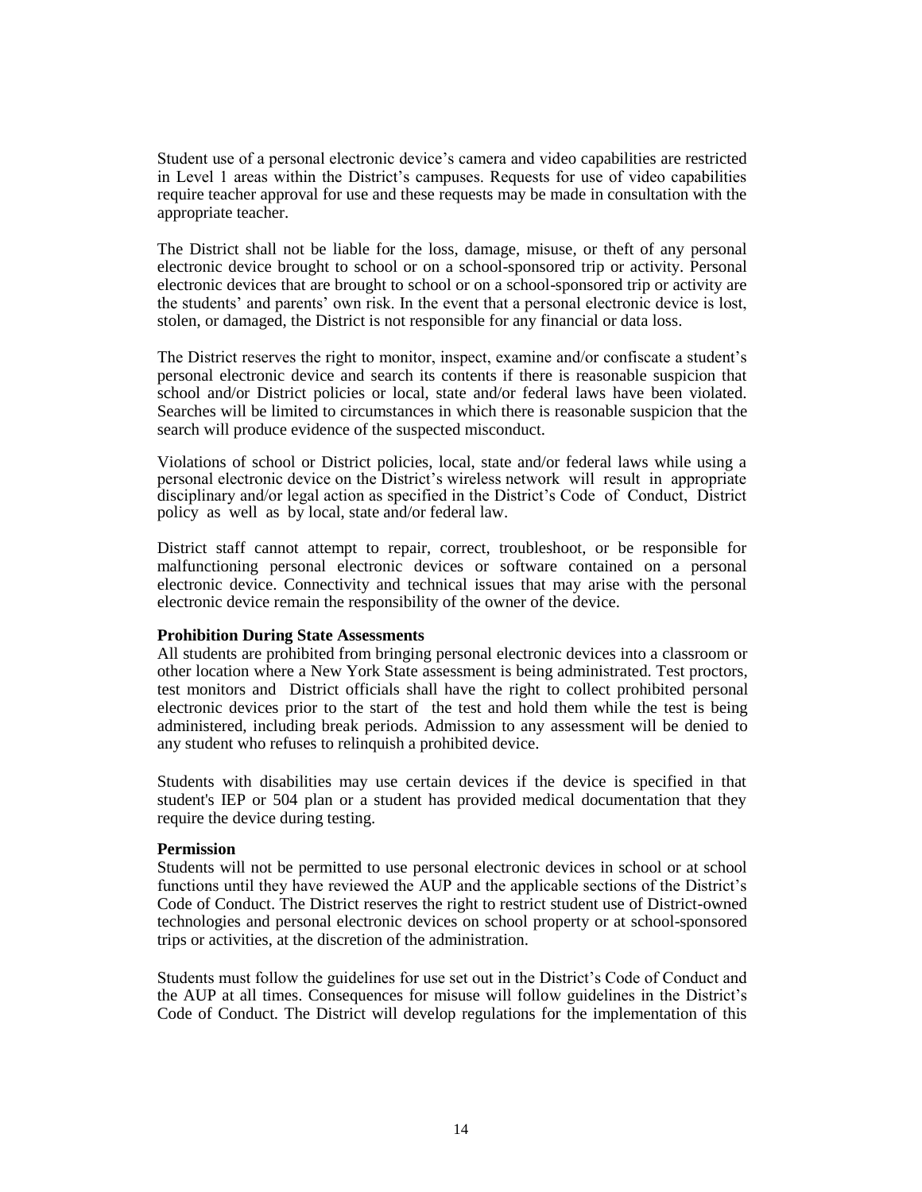Student use of a personal electronic device's camera and video capabilities are restricted in Level 1 areas within the District's campuses. Requests for use of video capabilities require teacher approval for use and these requests may be made in consultation with the appropriate teacher.

The District shall not be liable for the loss, damage, misuse, or theft of any personal electronic device brought to school or on a school-sponsored trip or activity. Personal electronic devices that are brought to school or on a school-sponsored trip or activity are the students' and parents' own risk. In the event that a personal electronic device is lost, stolen, or damaged, the District is not responsible for any financial or data loss.

The District reserves the right to monitor, inspect, examine and/or confiscate a student's personal electronic device and search its contents if there is reasonable suspicion that school and/or District policies or local, state and/or federal laws have been violated. Searches will be limited to circumstances in which there is reasonable suspicion that the search will produce evidence of the suspected misconduct.

Violations of school or District policies, local, state and/or federal laws while using a personal electronic device on the District's wireless network will result in appropriate disciplinary and/or legal action as specified in the District's Code of Conduct, District policy as well as by local, state and/or federal law.

District staff cannot attempt to repair, correct, troubleshoot, or be responsible for malfunctioning personal electronic devices or software contained on a personal electronic device. Connectivity and technical issues that may arise with the personal electronic device remain the responsibility of the owner of the device.

**Prohibition During State Assessments**

All students are prohibited from bringing personal electronic devices into a classroom or other location where a New York State assessment is being administrated. Test proctors, test monitors and District officials shall have the right to collect prohibited personal electronic devices prior to the start of the test and hold them while the test is being administered, including break periods. Admission to any assessment will be denied to any student who refuses to relinquish a prohibited device.

Students with disabilities may use certain devices if the device is specified in that student's IEP or 504 plan or a student has provided medical documentation that they require the device during testing.

**Permission**

Students will not be permitted to use personal electronic devices in school or at school functions until they have reviewed the AUP and the applicable sections of the District's Code of Conduct. The District reserves the right to restrict student use of District-owned technologies and personal electronic devices on school property or at school-sponsored trips or activities, at the discretion of the administration.

Students must follow the guidelines for use set out in the District's Code of Conduct and the AUP at all times. Consequences for misuse will follow guidelines in the District's Code of Conduct. The District will develop regulations for the implementation of this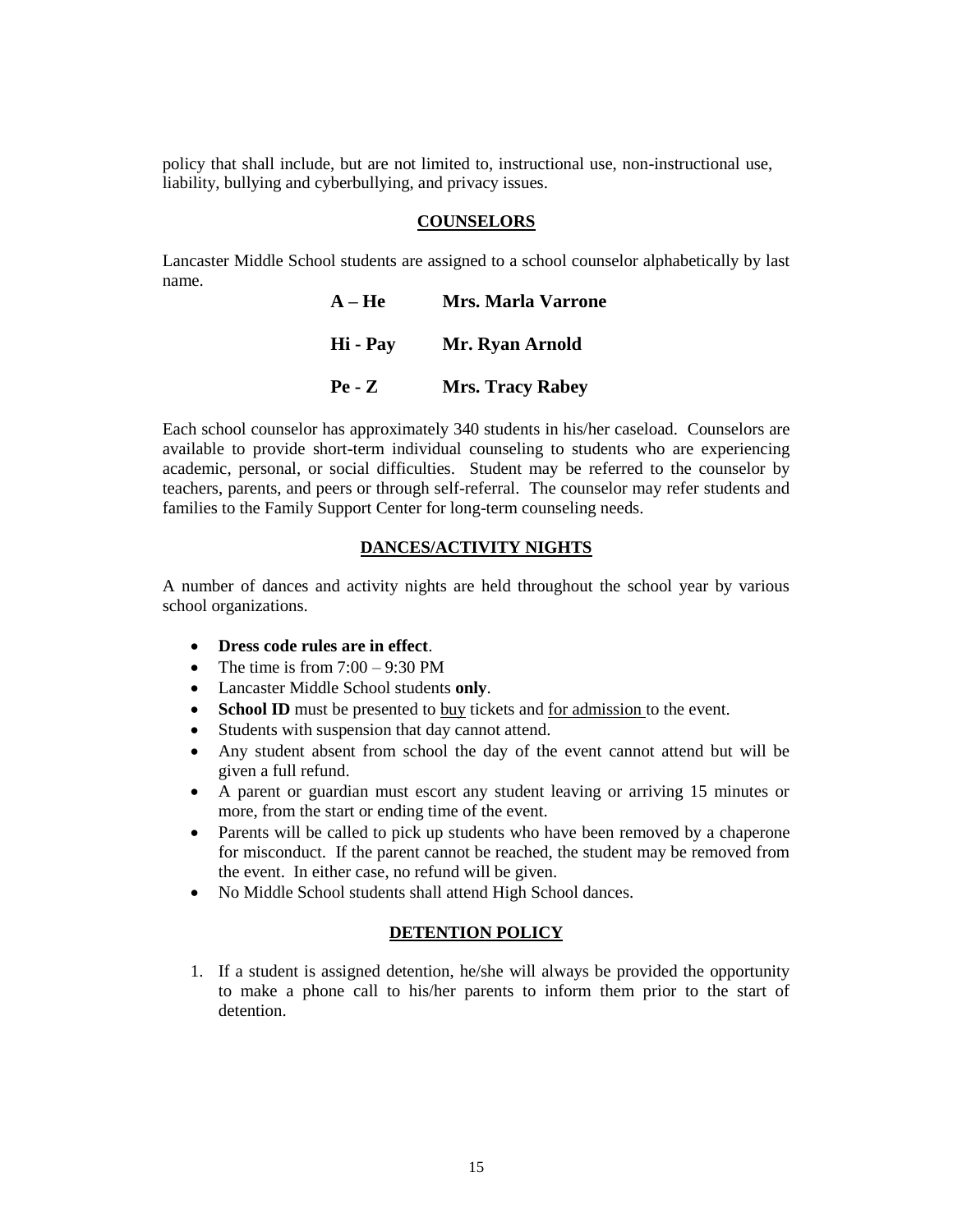policy that shall include, but are not limited to, instructional use, non-instructional use, liability, bullying and cyberbullying, and privacy issues.

## COUNSELORS

Lancaster Middle School students are assigned to a school counselor alphabetically by last name.

| | |
|---|---|
| **A – He** | **Mrs. Marla Varrone** |
| **Hi - Pay** | **Mr. Ryan Arnold** |
| **Pe - Z** | **Mrs. Tracy Rabey** |

Each school counselor has approximately 340 students in his/her caseload. Counselors are available to provide short-term individual counseling to students who are experiencing academic, personal, or social difficulties. Student may be referred to the counselor by teachers, parents, and peers or through self-referral. The counselor may refer students and families to the Family Support Center for long-term counseling needs.

## DANCES/ACTIVITY NIGHTS

A number of dances and activity nights are held throughout the school year by various school organizations.

- **Dress code rules are in effect**.
- The time is from 7:00 – 9:30 PM
- Lancaster Middle School students **only**.
- **School ID** must be presented to buy tickets and for admission to the event.
- Students with suspension that day cannot attend.
- Any student absent from school the day of the event cannot attend but will be given a full refund.
- A parent or guardian must escort any student leaving or arriving 15 minutes or more, from the start or ending time of the event.
- Parents will be called to pick up students who have been removed by a chaperone for misconduct. If the parent cannot be reached, the student may be removed from the event. In either case, no refund will be given.
- No Middle School students shall attend High School dances.

## DETENTION POLICY

1. If a student is assigned detention, he/she will always be provided the opportunity to make a phone call to his/her parents to inform them prior to the start of detention.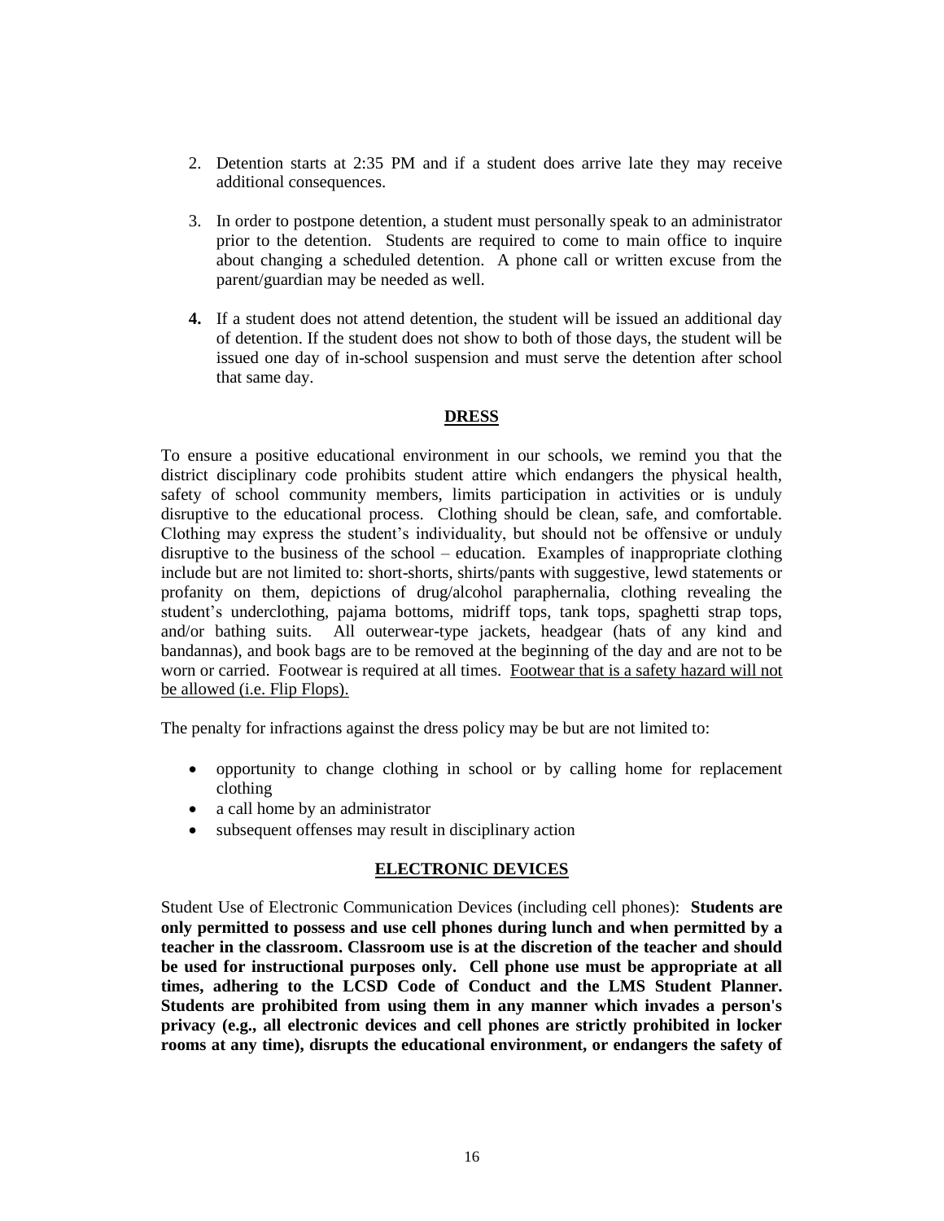2. Detention starts at 2:35 PM and if a student does arrive late they may receive additional consequences.

3. In order to postpone detention, a student must personally speak to an administrator prior to the detention. Students are required to come to main office to inquire about changing a scheduled detention. A phone call or written excuse from the parent/guardian may be needed as well.

4. If a student does not attend detention, the student will be issued an additional day of detention. If the student does not show to both of those days, the student will be issued one day of in-school suspension and must serve the detention after school that same day.

## DRESS

To ensure a positive educational environment in our schools, we remind you that the district disciplinary code prohibits student attire which endangers the physical health, safety of school community members, limits participation in activities or is unduly disruptive to the educational process. Clothing should be clean, safe, and comfortable. Clothing may express the student's individuality, but should not be offensive or unduly disruptive to the business of the school – education. Examples of inappropriate clothing include but are not limited to: short-shorts, shirts/pants with suggestive, lewd statements or profanity on them, depictions of drug/alcohol paraphernalia, clothing revealing the student's underclothing, pajama bottoms, midriff tops, tank tops, spaghetti strap tops, and/or bathing suits. All outerwear-type jackets, headgear (hats of any kind and bandannas), and book bags are to be removed at the beginning of the day and are not to be worn or carried. Footwear is required at all times. <u>Footwear that is a safety hazard will not be allowed (i.e. Flip Flops).</u>

The penalty for infractions against the dress policy may be but are not limited to:

- opportunity to change clothing in school or by calling home for replacement clothing
- a call home by an administrator
- subsequent offenses may result in disciplinary action

## ELECTRONIC DEVICES

Student Use of Electronic Communication Devices (including cell phones): **Students are only permitted to possess and use cell phones during lunch and when permitted by a teacher in the classroom. Classroom use is at the discretion of the teacher and should be used for instructional purposes only. Cell phone use must be appropriate at all times, adhering to the LCSD Code of Conduct and the LMS Student Planner. Students are prohibited from using them in any manner which invades a person's privacy (e.g., all electronic devices and cell phones are strictly prohibited in locker rooms at any time), disrupts the educational environment, or endangers the safety of**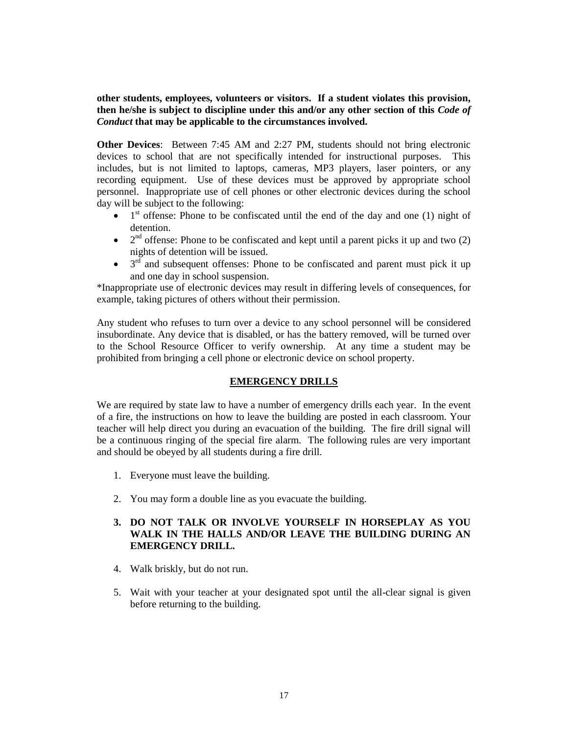**other students, employees, volunteers or visitors. If a student violates this provision, then he/she is subject to discipline under this and/or any other section of this *Code of Conduct* that may be applicable to the circumstances involved.**

**Other Devices**: Between 7:45 AM and 2:27 PM, students should not bring electronic devices to school that are not specifically intended for instructional purposes. This includes, but is not limited to laptops, cameras, MP3 players, laser pointers, or any recording equipment. Use of these devices must be approved by appropriate school personnel. Inappropriate use of cell phones or other electronic devices during the school day will be subject to the following:

- 1st offense: Phone to be confiscated until the end of the day and one (1) night of detention.
- 2nd offense: Phone to be confiscated and kept until a parent picks it up and two (2) nights of detention will be issued.
- 3rd and subsequent offenses: Phone to be confiscated and parent must pick it up and one day in school suspension.

*Inappropriate use of electronic devices may result in differing levels of consequences, for example, taking pictures of others without their permission.

Any student who refuses to turn over a device to any school personnel will be considered insubordinate. Any device that is disabled, or has the battery removed, will be turned over to the School Resource Officer to verify ownership. At any time a student may be prohibited from bringing a cell phone or electronic device on school property.

## EMERGENCY DRILLS

We are required by state law to have a number of emergency drills each year. In the event of a fire, the instructions on how to leave the building are posted in each classroom. Your teacher will help direct you during an evacuation of the building. The fire drill signal will be a continuous ringing of the special fire alarm. The following rules are very important and should be obeyed by all students during a fire drill.

1. Everyone must leave the building.
2. You may form a double line as you evacuate the building.
3. **DO NOT TALK OR INVOLVE YOURSELF IN HORSEPLAY AS YOU WALK IN THE HALLS AND/OR LEAVE THE BUILDING DURING AN EMERGENCY DRILL.**
4. Walk briskly, but do not run.
5. Wait with your teacher at your designated spot until the all-clear signal is given before returning to the building.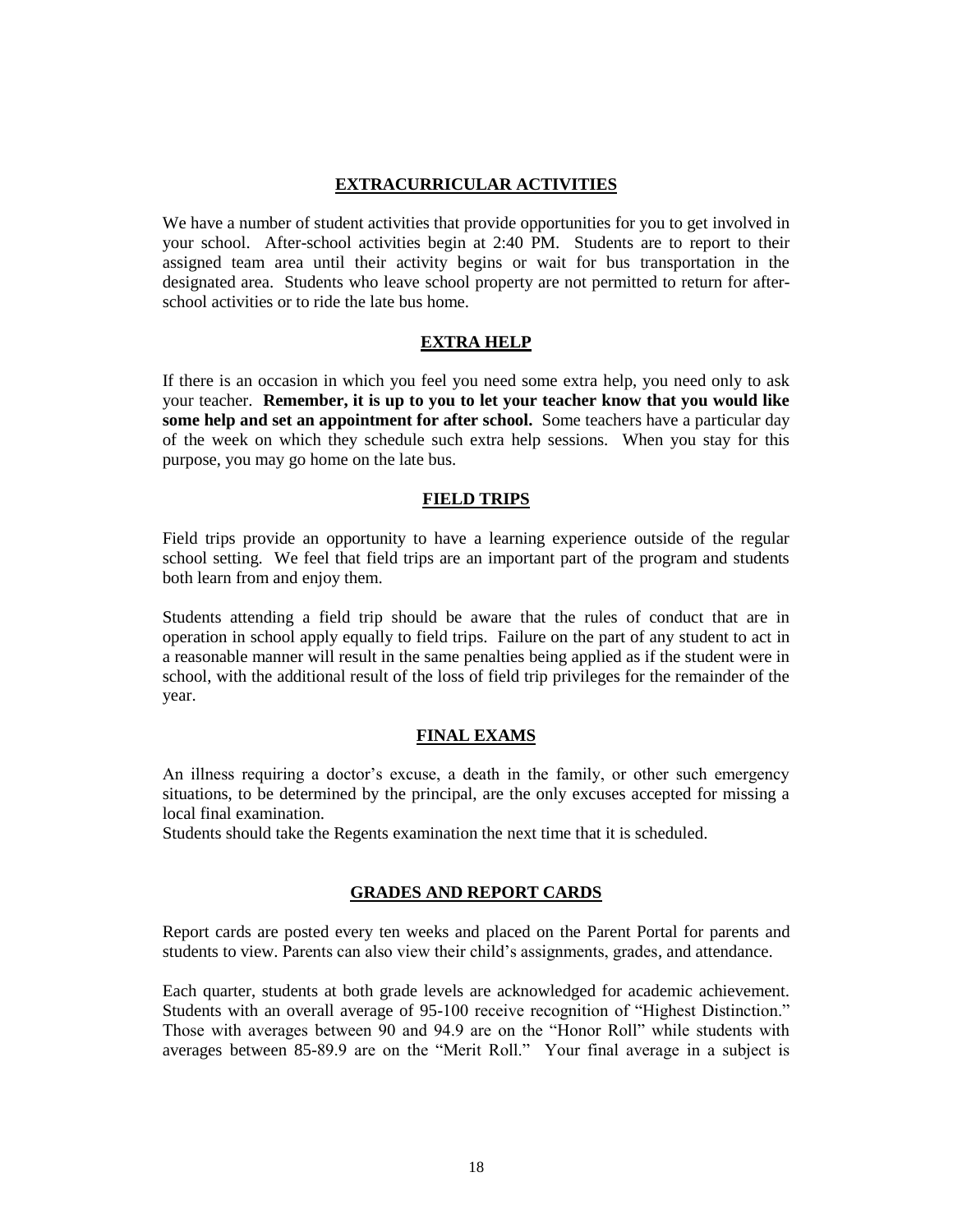## EXTRACURRICULAR ACTIVITIES

We have a number of student activities that provide opportunities for you to get involved in your school. After-school activities begin at 2:40 PM. Students are to report to their assigned team area until their activity begins or wait for bus transportation in the designated area. Students who leave school property are not permitted to return for after-school activities or to ride the late bus home.

## EXTRA HELP

If there is an occasion in which you feel you need some extra help, you need only to ask your teacher. **Remember, it is up to you to let your teacher know that you would like some help and set an appointment for after school.** Some teachers have a particular day of the week on which they schedule such extra help sessions. When you stay for this purpose, you may go home on the late bus.

## FIELD TRIPS

Field trips provide an opportunity to have a learning experience outside of the regular school setting. We feel that field trips are an important part of the program and students both learn from and enjoy them.

Students attending a field trip should be aware that the rules of conduct that are in operation in school apply equally to field trips. Failure on the part of any student to act in a reasonable manner will result in the same penalties being applied as if the student were in school, with the additional result of the loss of field trip privileges for the remainder of the year.

## FINAL EXAMS

An illness requiring a doctor's excuse, a death in the family, or other such emergency situations, to be determined by the principal, are the only excuses accepted for missing a local final examination.
Students should take the Regents examination the next time that it is scheduled.

## GRADES AND REPORT CARDS

Report cards are posted every ten weeks and placed on the Parent Portal for parents and students to view. Parents can also view their child's assignments, grades, and attendance.

Each quarter, students at both grade levels are acknowledged for academic achievement. Students with an overall average of 95-100 receive recognition of "Highest Distinction." Those with averages between 90 and 94.9 are on the "Honor Roll" while students with averages between 85-89.9 are on the "Merit Roll." Your final average in a subject is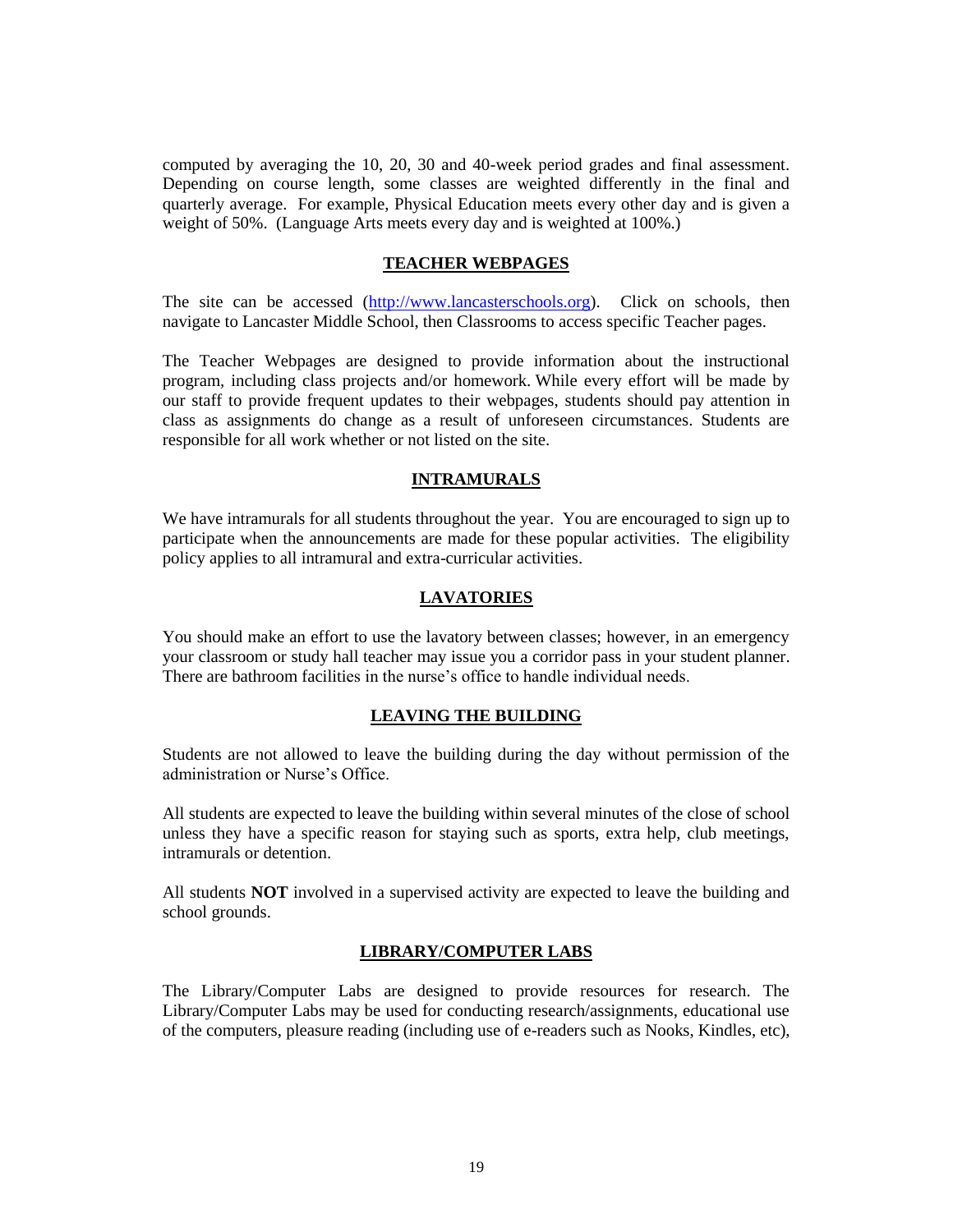computed by averaging the 10, 20, 30 and 40-week period grades and final assessment. Depending on course length, some classes are weighted differently in the final and quarterly average. For example, Physical Education meets every other day and is given a weight of 50%. (Language Arts meets every day and is weighted at 100%.)

## TEACHER WEBPAGES

The site can be accessed (http://www.lancasterschools.org). Click on schools, then navigate to Lancaster Middle School, then Classrooms to access specific Teacher pages.

The Teacher Webpages are designed to provide information about the instructional program, including class projects and/or homework. While every effort will be made by our staff to provide frequent updates to their webpages, students should pay attention in class as assignments do change as a result of unforeseen circumstances. Students are responsible for all work whether or not listed on the site.

## INTRAMURALS

We have intramurals for all students throughout the year. You are encouraged to sign up to participate when the announcements are made for these popular activities. The eligibility policy applies to all intramural and extra-curricular activities.

## LAVATORIES

You should make an effort to use the lavatory between classes; however, in an emergency your classroom or study hall teacher may issue you a corridor pass in your student planner. There are bathroom facilities in the nurse's office to handle individual needs.

## LEAVING THE BUILDING

Students are not allowed to leave the building during the day without permission of the administration or Nurse's Office.

All students are expected to leave the building within several minutes of the close of school unless they have a specific reason for staying such as sports, extra help, club meetings, intramurals or detention.

All students **NOT** involved in a supervised activity are expected to leave the building and school grounds.

## LIBRARY/COMPUTER LABS

The Library/Computer Labs are designed to provide resources for research. The Library/Computer Labs may be used for conducting research/assignments, educational use of the computers, pleasure reading (including use of e-readers such as Nooks, Kindles, etc),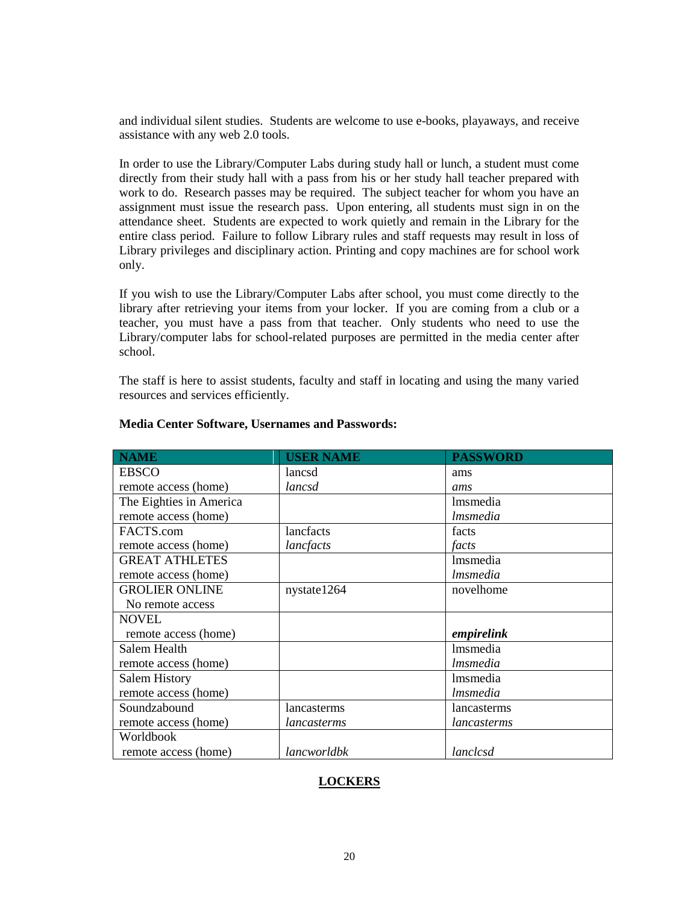and individual silent studies. Students are welcome to use e-books, playaways, and receive assistance with any web 2.0 tools.

In order to use the Library/Computer Labs during study hall or lunch, a student must come directly from their study hall with a pass from his or her study hall teacher prepared with work to do. Research passes may be required. The subject teacher for whom you have an assignment must issue the research pass. Upon entering, all students must sign in on the attendance sheet. Students are expected to work quietly and remain in the Library for the entire class period. Failure to follow Library rules and staff requests may result in loss of Library privileges and disciplinary action. Printing and copy machines are for school work only.

If you wish to use the Library/Computer Labs after school, you must come directly to the library after retrieving your items from your locker. If you are coming from a club or a teacher, you must have a pass from that teacher. Only students who need to use the Library/computer labs for school-related purposes are permitted in the media center after school.

The staff is here to assist students, faculty and staff in locating and using the many varied resources and services efficiently.

**Media Center Software, Usernames and Passwords:**

| NAME | USER NAME | PASSWORD |
|---|---|---|
| EBSCO<br>remote access (home) | lancsd<br>*lancsd* | ams<br>*ams* |
| The Eighties in America<br>remote access (home) | | lmsmedia<br>*lmsmedia* |
| FACTS.com<br>remote access (home) | lancfacts<br>*lancfacts* | facts<br>*facts* |
| GREAT ATHLETES<br>remote access (home) | | lmsmedia<br>*lmsmedia* |
| GROLIER ONLINE<br>No remote access | nystate1264 | novelhome |
| NOVEL<br>remote access (home) | | ***empirelink*** |
| Salem Health<br>remote access (home) | | lmsmedia<br>*lmsmedia* |
| Salem History<br>remote access (home) | | lmsmedia<br>*lmsmedia* |
| Soundzabound<br>remote access (home) | lancasterms<br>*lancasterms* | lancasterms<br>*lancasterms* |
| Worldbook<br>remote access (home) | *lancworldbk* | *lanclcsd* |

## LOCKERS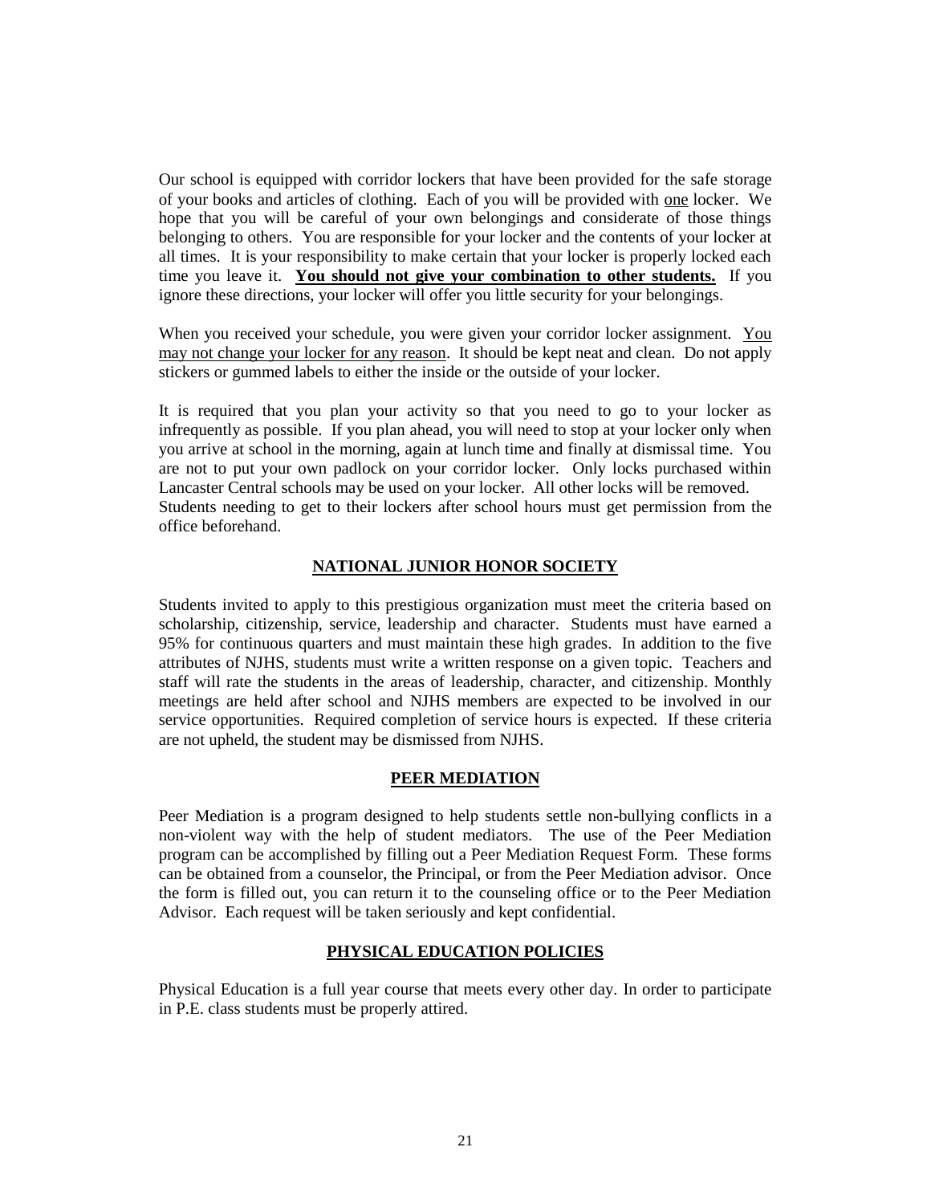Our school is equipped with corridor lockers that have been provided for the safe storage of your books and articles of clothing. Each of you will be provided with one locker. We hope that you will be careful of your own belongings and considerate of those things belonging to others. You are responsible for your locker and the contents of your locker at all times. It is your responsibility to make certain that your locker is properly locked each time you leave it. **You should not give your combination to other students.** If you ignore these directions, your locker will offer you little security for your belongings.

When you received your schedule, you were given your corridor locker assignment. You may not change your locker for any reason. It should be kept neat and clean. Do not apply stickers or gummed labels to either the inside or the outside of your locker.

It is required that you plan your activity so that you need to go to your locker as infrequently as possible. If you plan ahead, you will need to stop at your locker only when you arrive at school in the morning, again at lunch time and finally at dismissal time. You are not to put your own padlock on your corridor locker. Only locks purchased within Lancaster Central schools may be used on your locker. All other locks will be removed.
Students needing to get to their lockers after school hours must get permission from the office beforehand.

## NATIONAL JUNIOR HONOR SOCIETY

Students invited to apply to this prestigious organization must meet the criteria based on scholarship, citizenship, service, leadership and character. Students must have earned a 95% for continuous quarters and must maintain these high grades. In addition to the five attributes of NJHS, students must write a written response on a given topic. Teachers and staff will rate the students in the areas of leadership, character, and citizenship. Monthly meetings are held after school and NJHS members are expected to be involved in our service opportunities. Required completion of service hours is expected. If these criteria are not upheld, the student may be dismissed from NJHS.

## PEER MEDIATION

Peer Mediation is a program designed to help students settle non-bullying conflicts in a non-violent way with the help of student mediators. The use of the Peer Mediation program can be accomplished by filling out a Peer Mediation Request Form. These forms can be obtained from a counselor, the Principal, or from the Peer Mediation advisor. Once the form is filled out, you can return it to the counseling office or to the Peer Mediation Advisor. Each request will be taken seriously and kept confidential.

## PHYSICAL EDUCATION POLICIES

Physical Education is a full year course that meets every other day. In order to participate in P.E. class students must be properly attired.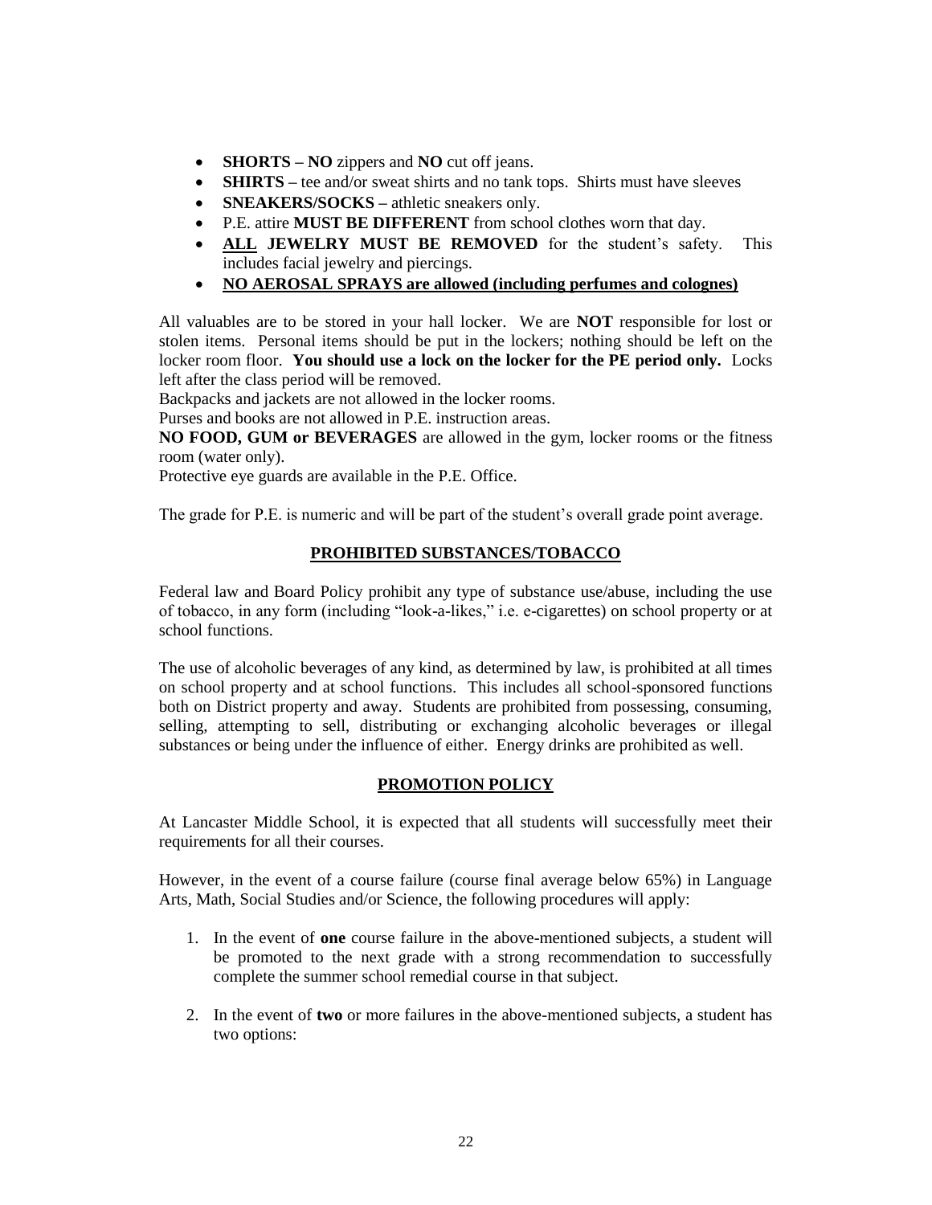- **SHORTS – NO** zippers and **NO** cut off jeans.
- **SHIRTS –** tee and/or sweat shirts and no tank tops. Shirts must have sleeves
- **SNEAKERS/SOCKS –** athletic sneakers only.
- P.E. attire **MUST BE DIFFERENT** from school clothes worn that day.
- **ALL JEWELRY MUST BE REMOVED** for the student's safety. This includes facial jewelry and piercings.
- **NO AEROSAL SPRAYS are allowed (including perfumes and colognes)**

All valuables are to be stored in your hall locker. We are **NOT** responsible for lost or stolen items. Personal items should be put in the lockers; nothing should be left on the locker room floor. **You should use a lock on the locker for the PE period only.** Locks left after the class period will be removed.

Backpacks and jackets are not allowed in the locker rooms.

Purses and books are not allowed in P.E. instruction areas.

**NO FOOD, GUM or BEVERAGES** are allowed in the gym, locker rooms or the fitness room (water only).

Protective eye guards are available in the P.E. Office.

The grade for P.E. is numeric and will be part of the student's overall grade point average.

## PROHIBITED SUBSTANCES/TOBACCO

Federal law and Board Policy prohibit any type of substance use/abuse, including the use of tobacco, in any form (including "look-a-likes," i.e. e-cigarettes) on school property or at school functions.

The use of alcoholic beverages of any kind, as determined by law, is prohibited at all times on school property and at school functions. This includes all school-sponsored functions both on District property and away. Students are prohibited from possessing, consuming, selling, attempting to sell, distributing or exchanging alcoholic beverages or illegal substances or being under the influence of either. Energy drinks are prohibited as well.

## PROMOTION POLICY

At Lancaster Middle School, it is expected that all students will successfully meet their requirements for all their courses.

However, in the event of a course failure (course final average below 65%) in Language Arts, Math, Social Studies and/or Science, the following procedures will apply:

1. In the event of **one** course failure in the above-mentioned subjects, a student will be promoted to the next grade with a strong recommendation to successfully complete the summer school remedial course in that subject.
2. In the event of **two** or more failures in the above-mentioned subjects, a student has two options: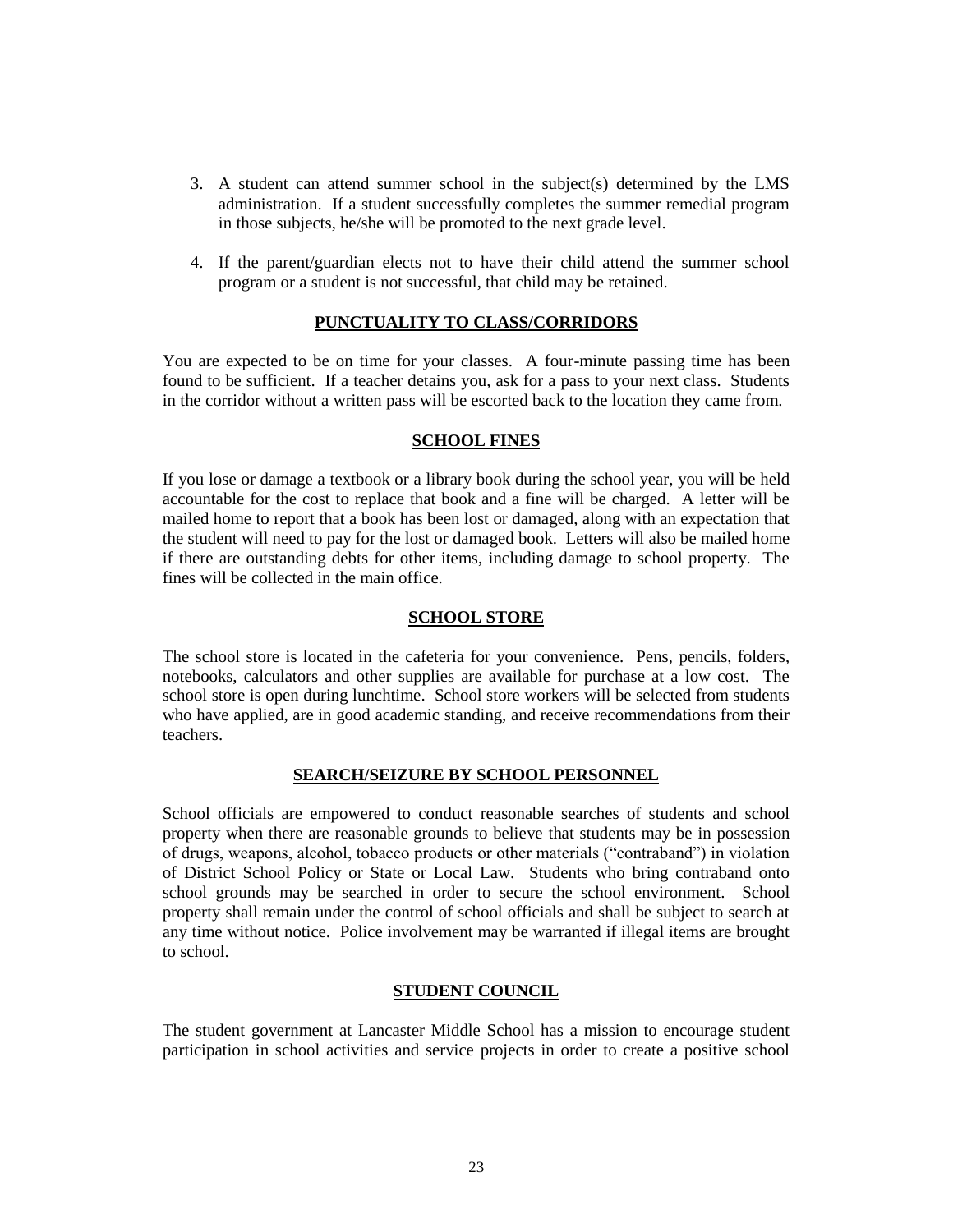3. A student can attend summer school in the subject(s) determined by the LMS administration. If a student successfully completes the summer remedial program in those subjects, he/she will be promoted to the next grade level.

4. If the parent/guardian elects not to have their child attend the summer school program or a student is not successful, that child may be retained.

## PUNCTUALITY TO CLASS/CORRIDORS

You are expected to be on time for your classes. A four-minute passing time has been found to be sufficient. If a teacher detains you, ask for a pass to your next class. Students in the corridor without a written pass will be escorted back to the location they came from.

## SCHOOL FINES

If you lose or damage a textbook or a library book during the school year, you will be held accountable for the cost to replace that book and a fine will be charged. A letter will be mailed home to report that a book has been lost or damaged, along with an expectation that the student will need to pay for the lost or damaged book. Letters will also be mailed home if there are outstanding debts for other items, including damage to school property. The fines will be collected in the main office.

## SCHOOL STORE

The school store is located in the cafeteria for your convenience. Pens, pencils, folders, notebooks, calculators and other supplies are available for purchase at a low cost. The school store is open during lunchtime. School store workers will be selected from students who have applied, are in good academic standing, and receive recommendations from their teachers.

## SEARCH/SEIZURE BY SCHOOL PERSONNEL

School officials are empowered to conduct reasonable searches of students and school property when there are reasonable grounds to believe that students may be in possession of drugs, weapons, alcohol, tobacco products or other materials ("contraband") in violation of District School Policy or State or Local Law. Students who bring contraband onto school grounds may be searched in order to secure the school environment. School property shall remain under the control of school officials and shall be subject to search at any time without notice. Police involvement may be warranted if illegal items are brought to school.

## STUDENT COUNCIL

The student government at Lancaster Middle School has a mission to encourage student participation in school activities and service projects in order to create a positive school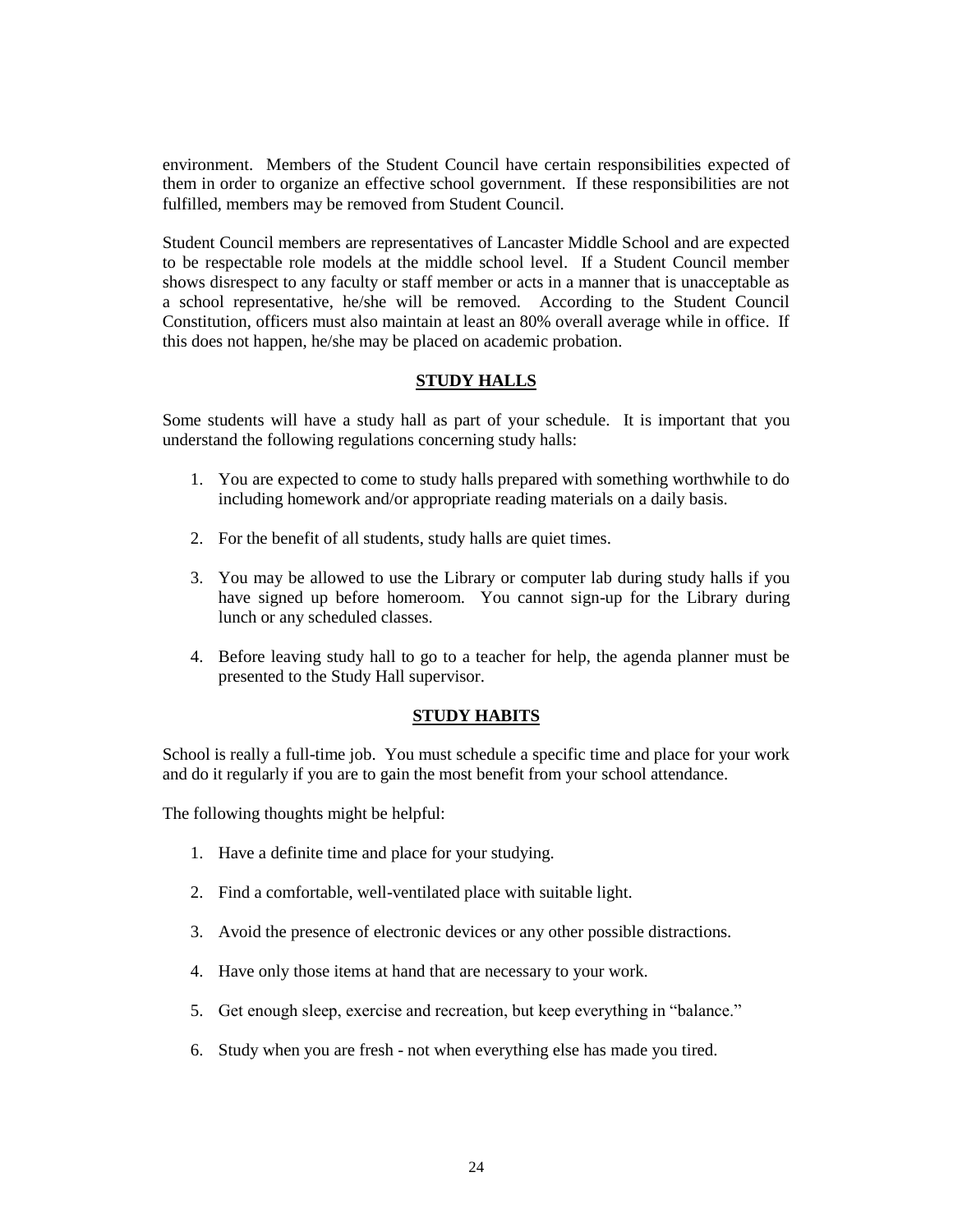environment. Members of the Student Council have certain responsibilities expected of them in order to organize an effective school government. If these responsibilities are not fulfilled, members may be removed from Student Council.

Student Council members are representatives of Lancaster Middle School and are expected to be respectable role models at the middle school level. If a Student Council member shows disrespect to any faculty or staff member or acts in a manner that is unacceptable as a school representative, he/she will be removed. According to the Student Council Constitution, officers must also maintain at least an 80% overall average while in office. If this does not happen, he/she may be placed on academic probation.

## STUDY HALLS

Some students will have a study hall as part of your schedule. It is important that you understand the following regulations concerning study halls:

1. You are expected to come to study halls prepared with something worthwhile to do including homework and/or appropriate reading materials on a daily basis.

2. For the benefit of all students, study halls are quiet times.

3. You may be allowed to use the Library or computer lab during study halls if you have signed up before homeroom. You cannot sign-up for the Library during lunch or any scheduled classes.

4. Before leaving study hall to go to a teacher for help, the agenda planner must be presented to the Study Hall supervisor.

## STUDY HABITS

School is really a full-time job. You must schedule a specific time and place for your work and do it regularly if you are to gain the most benefit from your school attendance.

The following thoughts might be helpful:

1. Have a definite time and place for your studying.

2. Find a comfortable, well-ventilated place with suitable light.

3. Avoid the presence of electronic devices or any other possible distractions.

4. Have only those items at hand that are necessary to your work.

5. Get enough sleep, exercise and recreation, but keep everything in "balance."

6. Study when you are fresh - not when everything else has made you tired.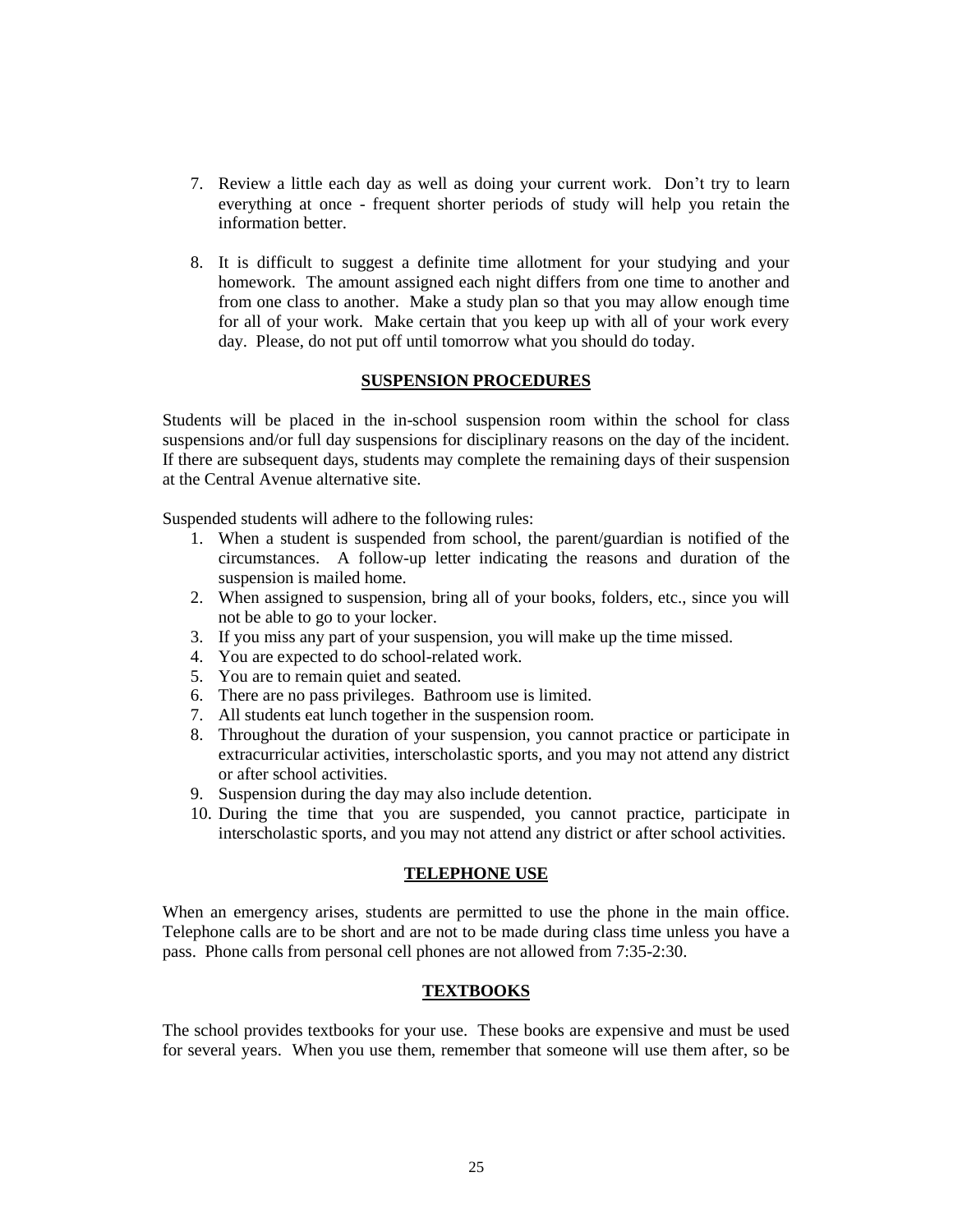7. Review a little each day as well as doing your current work. Don't try to learn everything at once - frequent shorter periods of study will help you retain the information better.

8. It is difficult to suggest a definite time allotment for your studying and your homework. The amount assigned each night differs from one time to another and from one class to another. Make a study plan so that you may allow enough time for all of your work. Make certain that you keep up with all of your work every day. Please, do not put off until tomorrow what you should do today.

## SUSPENSION PROCEDURES

Students will be placed in the in-school suspension room within the school for class suspensions and/or full day suspensions for disciplinary reasons on the day of the incident. If there are subsequent days, students may complete the remaining days of their suspension at the Central Avenue alternative site.

Suspended students will adhere to the following rules:

1. When a student is suspended from school, the parent/guardian is notified of the circumstances. A follow-up letter indicating the reasons and duration of the suspension is mailed home.
2. When assigned to suspension, bring all of your books, folders, etc., since you will not be able to go to your locker.
3. If you miss any part of your suspension, you will make up the time missed.
4. You are expected to do school-related work.
5. You are to remain quiet and seated.
6. There are no pass privileges. Bathroom use is limited.
7. All students eat lunch together in the suspension room.
8. Throughout the duration of your suspension, you cannot practice or participate in extracurricular activities, interscholastic sports, and you may not attend any district or after school activities.
9. Suspension during the day may also include detention.
10. During the time that you are suspended, you cannot practice, participate in interscholastic sports, and you may not attend any district or after school activities.

## TELEPHONE USE

When an emergency arises, students are permitted to use the phone in the main office. Telephone calls are to be short and are not to be made during class time unless you have a pass. Phone calls from personal cell phones are not allowed from 7:35-2:30.

## TEXTBOOKS

The school provides textbooks for your use. These books are expensive and must be used for several years. When you use them, remember that someone will use them after, so be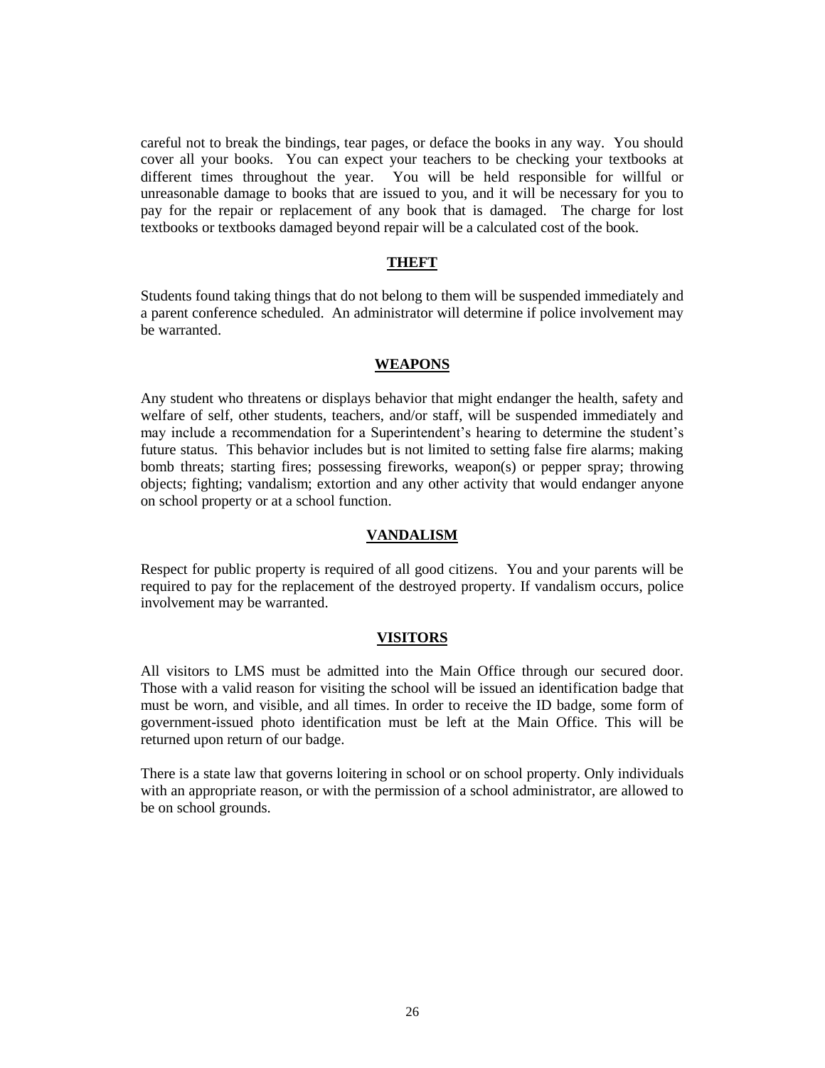careful not to break the bindings, tear pages, or deface the books in any way. You should cover all your books. You can expect your teachers to be checking your textbooks at different times throughout the year. You will be held responsible for willful or unreasonable damage to books that are issued to you, and it will be necessary for you to pay for the repair or replacement of any book that is damaged. The charge for lost textbooks or textbooks damaged beyond repair will be a calculated cost of the book.

## THEFT

Students found taking things that do not belong to them will be suspended immediately and a parent conference scheduled. An administrator will determine if police involvement may be warranted.

## WEAPONS

Any student who threatens or displays behavior that might endanger the health, safety and welfare of self, other students, teachers, and/or staff, will be suspended immediately and may include a recommendation for a Superintendent's hearing to determine the student's future status. This behavior includes but is not limited to setting false fire alarms; making bomb threats; starting fires; possessing fireworks, weapon(s) or pepper spray; throwing objects; fighting; vandalism; extortion and any other activity that would endanger anyone on school property or at a school function.

## VANDALISM

Respect for public property is required of all good citizens. You and your parents will be required to pay for the replacement of the destroyed property. If vandalism occurs, police involvement may be warranted.

## VISITORS

All visitors to LMS must be admitted into the Main Office through our secured door. Those with a valid reason for visiting the school will be issued an identification badge that must be worn, and visible, and all times. In order to receive the ID badge, some form of government-issued photo identification must be left at the Main Office. This will be returned upon return of our badge.

There is a state law that governs loitering in school or on school property. Only individuals with an appropriate reason, or with the permission of a school administrator, are allowed to be on school grounds.